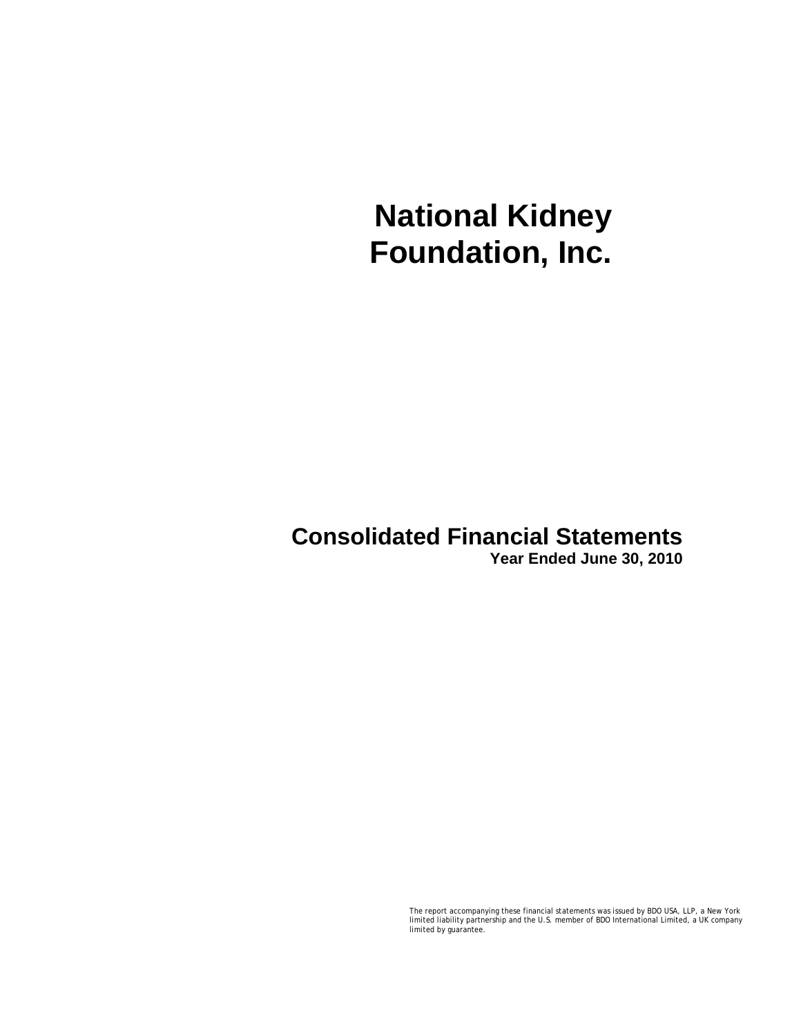# National Kidney Foundation, Inc.

## Consolidated Financial Statements

**Year Ended June 30, 2010**

The report accompanying these financial statements was issued by BDO USA, LLP, a New York limited liability partnership and the U.S. member of BDO International Limited, a UK company limited by guarantee.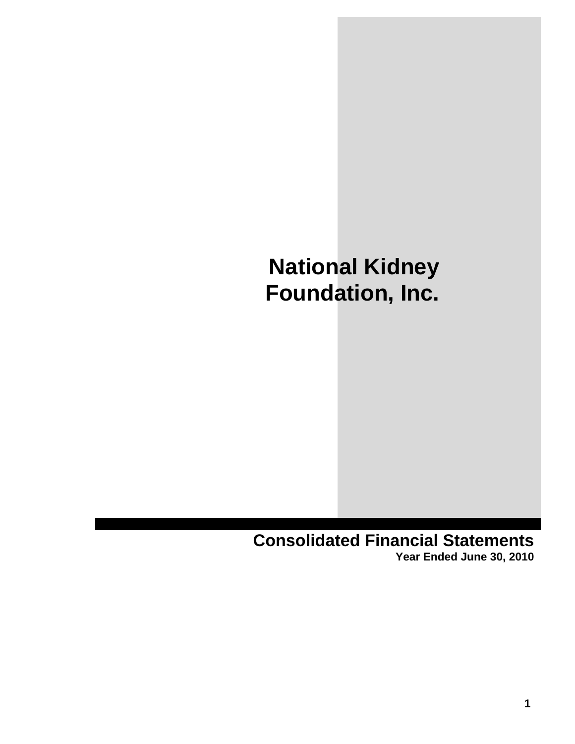# National Kidney Foundation, Inc.

## Consolidated Financial Statements

**Year Ended June 30, 2010**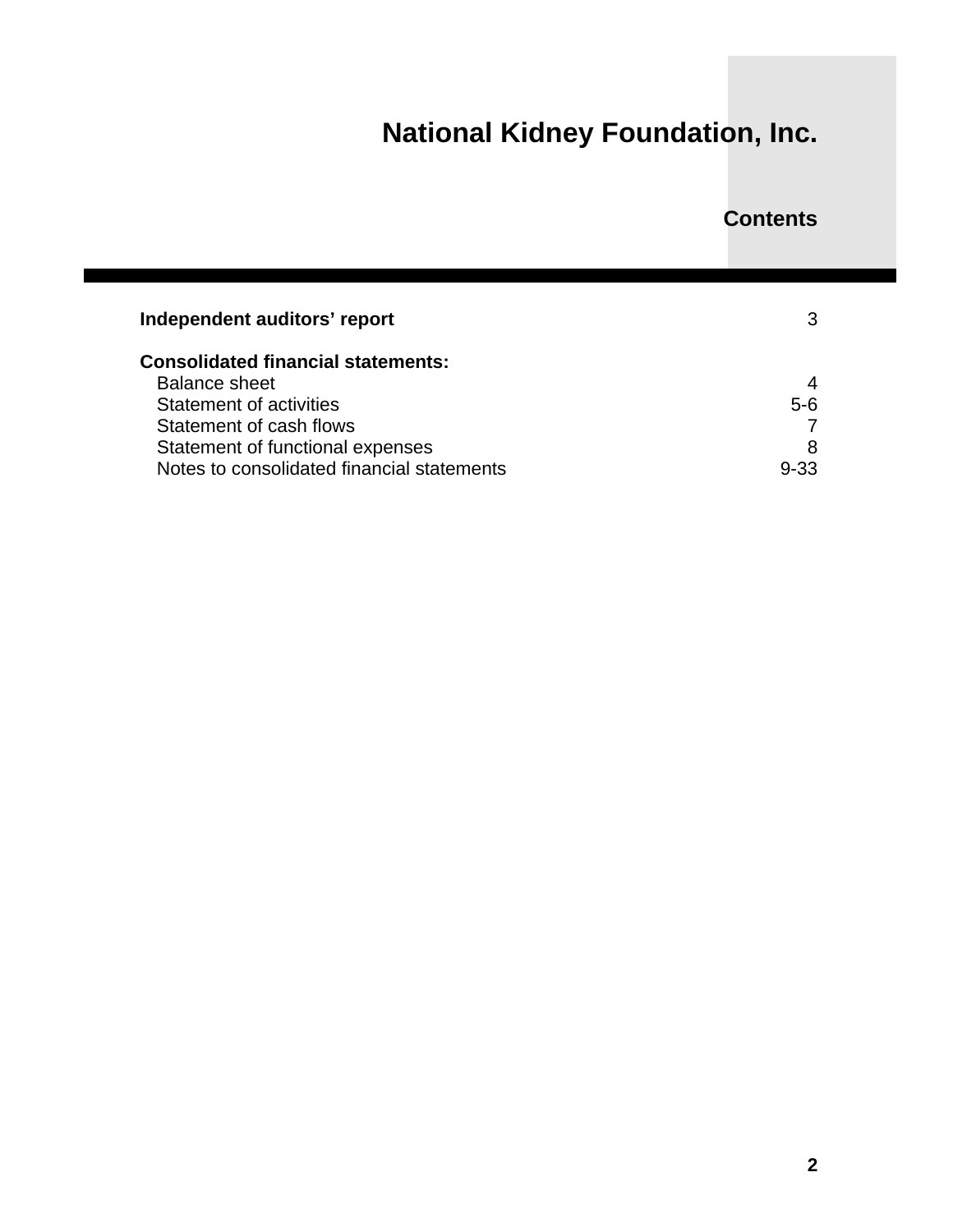# National Kidney Foundation, Inc.

## Contents

| | |
|---|---|
| **Independent auditors' report** | 3 |
| | |
| **Consolidated financial statements:** | |
| Balance sheet | 4 |
| Statement of activities | 5-6 |
| Statement of cash flows | 7 |
| Statement of functional expenses | 8 |
| Notes to consolidated financial statements | 9-33 |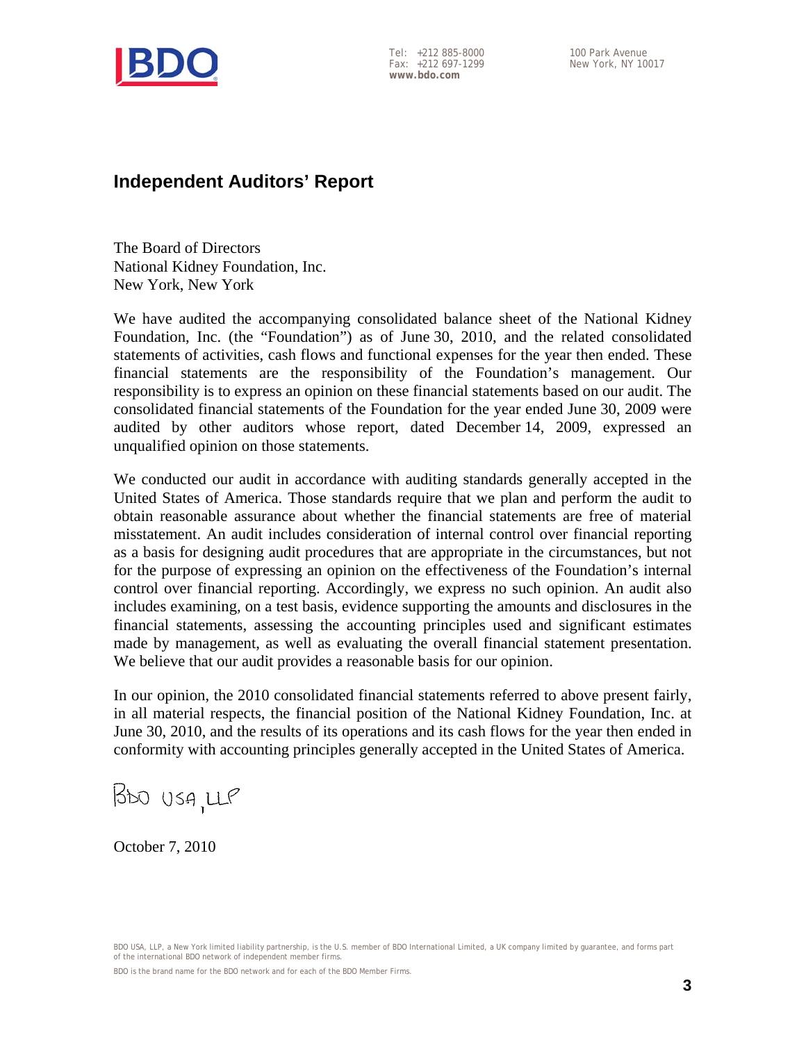BDO

Tel: +212 885-8000
Fax: +212 697-1299
www.bdo.com

100 Park Avenue
New York, NY 10017

## Independent Auditors' Report

The Board of Directors
National Kidney Foundation, Inc.
New York, New York

We have audited the accompanying consolidated balance sheet of the National Kidney Foundation, Inc. (the "Foundation") as of June 30, 2010, and the related consolidated statements of activities, cash flows and functional expenses for the year then ended. These financial statements are the responsibility of the Foundation's management. Our responsibility is to express an opinion on these financial statements based on our audit. The consolidated financial statements of the Foundation for the year ended June 30, 2009 were audited by other auditors whose report, dated December 14, 2009, expressed an unqualified opinion on those statements.

We conducted our audit in accordance with auditing standards generally accepted in the United States of America. Those standards require that we plan and perform the audit to obtain reasonable assurance about whether the financial statements are free of material misstatement. An audit includes consideration of internal control over financial reporting as a basis for designing audit procedures that are appropriate in the circumstances, but not for the purpose of expressing an opinion on the effectiveness of the Foundation's internal control over financial reporting. Accordingly, we express no such opinion. An audit also includes examining, on a test basis, evidence supporting the amounts and disclosures in the financial statements, assessing the accounting principles used and significant estimates made by management, as well as evaluating the overall financial statement presentation. We believe that our audit provides a reasonable basis for our opinion.

In our opinion, the 2010 consolidated financial statements referred to above present fairly, in all material respects, the financial position of the National Kidney Foundation, Inc. at June 30, 2010, and the results of its operations and its cash flows for the year then ended in conformity with accounting principles generally accepted in the United States of America.

BDO USA, LLP

October 7, 2010

BDO USA, LLP, a New York limited liability partnership, is the U.S. member of BDO International Limited, a UK company limited by guarantee, and forms part of the international BDO network of independent member firms.

BDO is the brand name for the BDO network and for each of the BDO Member Firms.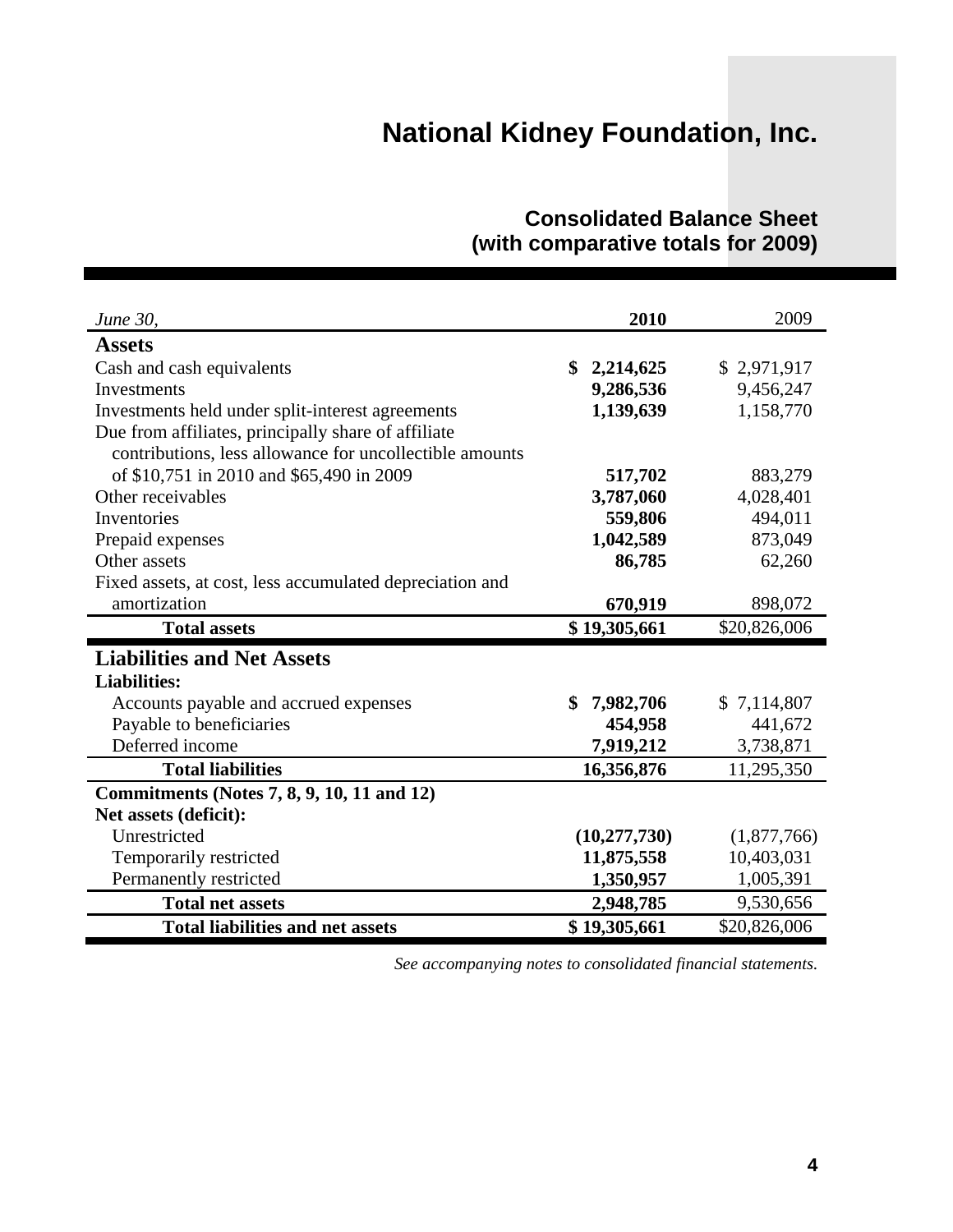# National Kidney Foundation, Inc.

## Consolidated Balance Sheet
## (with comparative totals for 2009)

| *June 30,* | **2010** | 2009 |
|---|---|---|
| **Assets** | | |
| Cash and cash equivalents | **$ 2,214,625** | $ 2,971,917 |
| Investments | **9,286,536** | 9,456,247 |
| Investments held under split-interest agreements | **1,139,639** | 1,158,770 |
| Due from affiliates, principally share of affiliate contributions, less allowance for uncollectible amounts of $10,751 in 2010 and $65,490 in 2009 | **517,702** | 883,279 |
| Other receivables | **3,787,060** | 4,028,401 |
| Inventories | **559,806** | 494,011 |
| Prepaid expenses | **1,042,589** | 873,049 |
| Other assets | **86,785** | 62,260 |
| Fixed assets, at cost, less accumulated depreciation and amortization | **670,919** | 898,072 |
| **Total assets** | **$ 19,305,661** | $20,826,006 |
| **Liabilities and Net Assets** | | |
| **Liabilities:** | | |
| Accounts payable and accrued expenses | **$ 7,982,706** | $ 7,114,807 |
| Payable to beneficiaries | **454,958** | 441,672 |
| Deferred income | **7,919,212** | 3,738,871 |
| **Total liabilities** | **16,356,876** | 11,295,350 |
| **Commitments (Notes 7, 8, 9, 10, 11 and 12)** | | |
| **Net assets (deficit):** | | |
| Unrestricted | **(10,277,730)** | (1,877,766) |
| Temporarily restricted | **11,875,558** | 10,403,031 |
| Permanently restricted | **1,350,957** | 1,005,391 |
| **Total net assets** | **2,948,785** | 9,530,656 |
| **Total liabilities and net assets** | **$ 19,305,661** | $20,826,006 |

*See accompanying notes to consolidated financial statements.*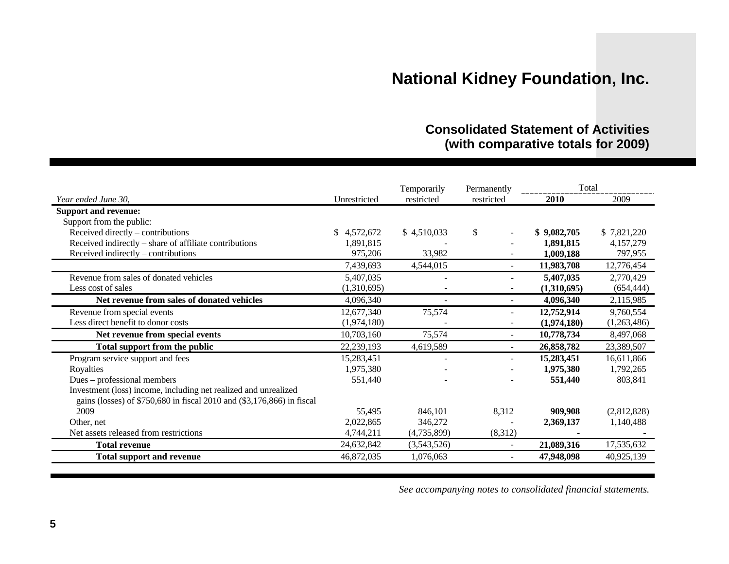# National Kidney Foundation, Inc.

## Consolidated Statement of Activities
## (with comparative totals for 2009)

| *Year ended June 30,* | Unrestricted | Temporarily restricted | Permanently restricted | Total 2010 | Total 2009 |
|---|---|---|---|---|---|
| **Support and revenue:** | | | | | |
| Support from the public: | | | | | |
| Received directly – contributions | $ 4,572,672 | $ 4,510,033 | $ - | **$ 9,082,705** | $ 7,821,220 |
| Received indirectly – share of affiliate contributions | 1,891,815 | - | - | **1,891,815** | 4,157,279 |
| Received indirectly – contributions | 975,206 | 33,982 | - | **1,009,188** | 797,955 |
| | 7,439,693 | 4,544,015 | - | **11,983,708** | 12,776,454 |
| Revenue from sales of donated vehicles | 5,407,035 | - | - | **5,407,035** | 2,770,429 |
| Less cost of sales | (1,310,695) | - | - | **(1,310,695)** | (654,444) |
| **Net revenue from sales of donated vehicles** | 4,096,340 | - | - | **4,096,340** | 2,115,985 |
| Revenue from special events | 12,677,340 | 75,574 | - | **12,752,914** | 9,760,554 |
| Less direct benefit to donor costs | (1,974,180) | - | - | **(1,974,180)** | (1,263,486) |
| **Net revenue from special events** | 10,703,160 | 75,574 | - | **10,778,734** | 8,497,068 |
| **Total support from the public** | 22,239,193 | 4,619,589 | - | **26,858,782** | 23,389,507 |
| Program service support and fees | 15,283,451 | - | - | **15,283,451** | 16,611,866 |
| Royalties | 1,975,380 | - | - | **1,975,380** | 1,792,265 |
| Dues – professional members | 551,440 | - | - | **551,440** | 803,841 |
| Investment (loss) income, including net realized and unrealized gains (losses) of $750,680 in fiscal 2010 and ($3,176,866) in fiscal 2009 | 55,495 | 846,101 | 8,312 | **909,908** | (2,812,828) |
| Other, net | 2,022,865 | 346,272 | - | **2,369,137** | 1,140,488 |
| Net assets released from restrictions | 4,744,211 | (4,735,899) | (8,312) | **-** | - |
| **Total revenue** | 24,632,842 | (3,543,526) | - | **21,089,316** | 17,535,632 |
| **Total support and revenue** | 46,872,035 | 1,076,063 | - | **47,948,098** | 40,925,139 |

*See accompanying notes to consolidated financial statements.*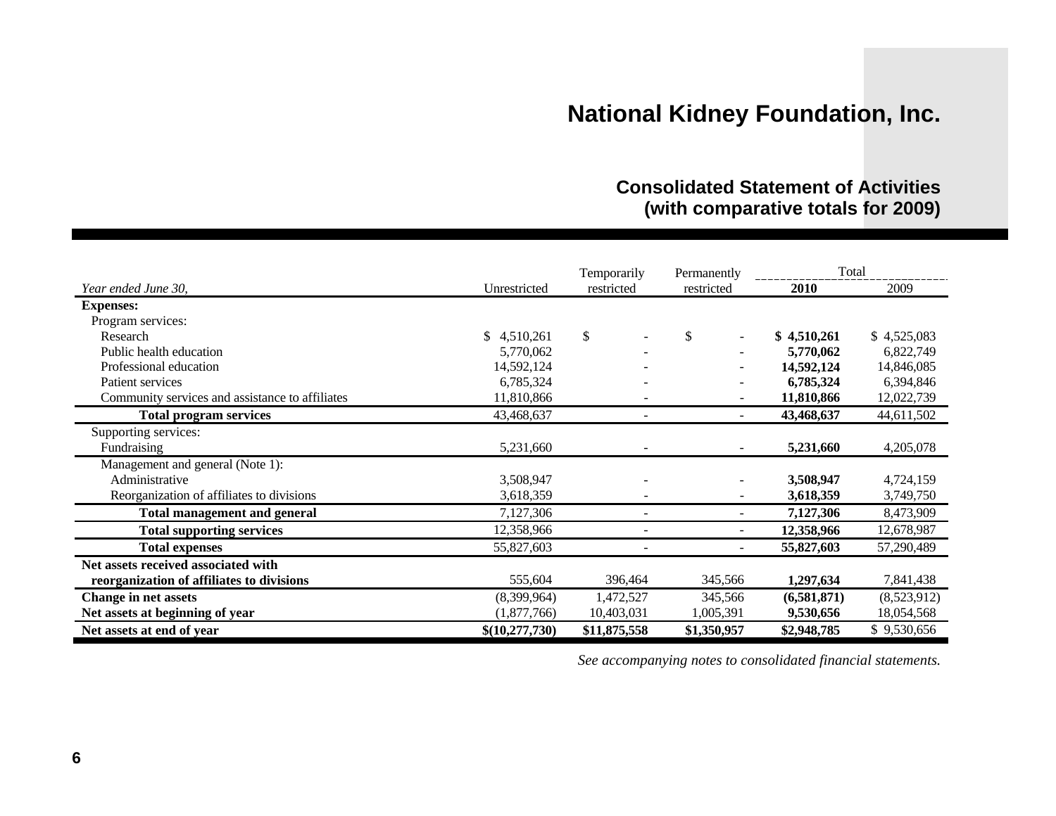# National Kidney Foundation, Inc.

## Consolidated Statement of Activities
## (with comparative totals for 2009)

| Year ended June 30, | Unrestricted | Temporarily restricted | Permanently restricted | Total 2010 | Total 2009 |
|---|---|---|---|---|---|
| **Expenses:** | | | | | |
| Program services: | | | | | |
| Research | $ 4,510,261 | $ - | $ - | **$ 4,510,261** | $ 4,525,083 |
| Public health education | 5,770,062 | - | - | **5,770,062** | 6,822,749 |
| Professional education | 14,592,124 | - | - | **14,592,124** | 14,846,085 |
| Patient services | 6,785,324 | - | - | **6,785,324** | 6,394,846 |
| Community services and assistance to affiliates | 11,810,866 | - | - | **11,810,866** | 12,022,739 |
| **Total program services** | 43,468,637 | - | - | **43,468,637** | 44,611,502 |
| Supporting services: | | | | | |
| Fundraising | 5,231,660 | - | - | **5,231,660** | 4,205,078 |
| Management and general (Note 1): | | | | | |
| Administrative | 3,508,947 | - | - | **3,508,947** | 4,724,159 |
| Reorganization of affiliates to divisions | 3,618,359 | - | - | **3,618,359** | 3,749,750 |
| **Total management and general** | 7,127,306 | - | - | **7,127,306** | 8,473,909 |
| **Total supporting services** | 12,358,966 | - | - | **12,358,966** | 12,678,987 |
| **Total expenses** | 55,827,603 | - | - | **55,827,603** | 57,290,489 |
| **Net assets received associated with reorganization of affiliates to divisions** | 555,604 | 396,464 | 345,566 | **1,297,634** | 7,841,438 |
| **Change in net assets** | (8,399,964) | 1,472,527 | 345,566 | **(6,581,871)** | (8,523,912) |
| **Net assets at beginning of year** | (1,877,766) | 10,403,031 | 1,005,391 | **9,530,656** | 18,054,568 |
| **Net assets at end of year** | **$(10,277,730)** | **$11,875,558** | **$1,350,957** | **$2,948,785** | $ 9,530,656 |

*See accompanying notes to consolidated financial statements.*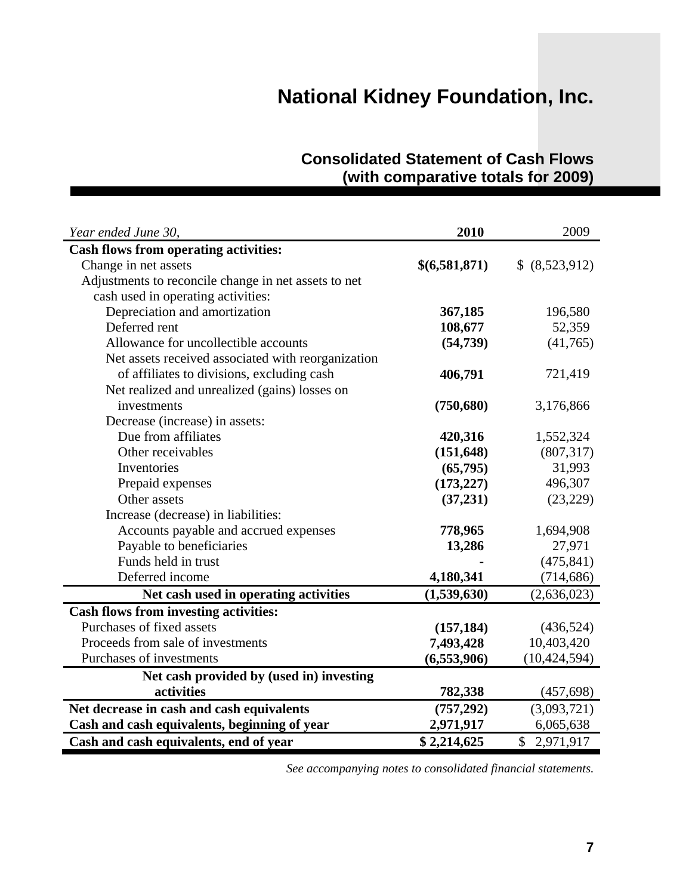# National Kidney Foundation, Inc.

## Consolidated Statement of Cash Flows (with comparative totals for 2009)

| *Year ended June 30,* | **2010** | 2009 |
|---|---|---|
| **Cash flows from operating activities:** | | |
| Change in net assets | **$(6,581,871)** | $ (8,523,912) |
| Adjustments to reconcile change in net assets to net cash used in operating activities: | | |
| Depreciation and amortization | **367,185** | 196,580 |
| Deferred rent | **108,677** | 52,359 |
| Allowance for uncollectible accounts | **(54,739)** | (41,765) |
| Net assets received associated with reorganization of affiliates to divisions, excluding cash | **406,791** | 721,419 |
| Net realized and unrealized (gains) losses on investments | **(750,680)** | 3,176,866 |
| Decrease (increase) in assets: | | |
| Due from affiliates | **420,316** | 1,552,324 |
| Other receivables | **(151,648)** | (807,317) |
| Inventories | **(65,795)** | 31,993 |
| Prepaid expenses | **(173,227)** | 496,307 |
| Other assets | **(37,231)** | (23,229) |
| Increase (decrease) in liabilities: | | |
| Accounts payable and accrued expenses | **778,965** | 1,694,908 |
| Payable to beneficiaries | **13,286** | 27,971 |
| Funds held in trust | **-** | (475,841) |
| Deferred income | **4,180,341** | (714,686) |
| **Net cash used in operating activities** | **(1,539,630)** | (2,636,023) |
| **Cash flows from investing activities:** | | |
| Purchases of fixed assets | **(157,184)** | (436,524) |
| Proceeds from sale of investments | **7,493,428** | 10,403,420 |
| Purchases of investments | **(6,553,906)** | (10,424,594) |
| **Net cash provided by (used in) investing activities** | **782,338** | (457,698) |
| **Net decrease in cash and cash equivalents** | **(757,292)** | (3,093,721) |
| **Cash and cash equivalents, beginning of year** | **2,971,917** | 6,065,638 |
| **Cash and cash equivalents, end of year** | **$ 2,214,625** | $ 2,971,917 |

*See accompanying notes to consolidated financial statements.*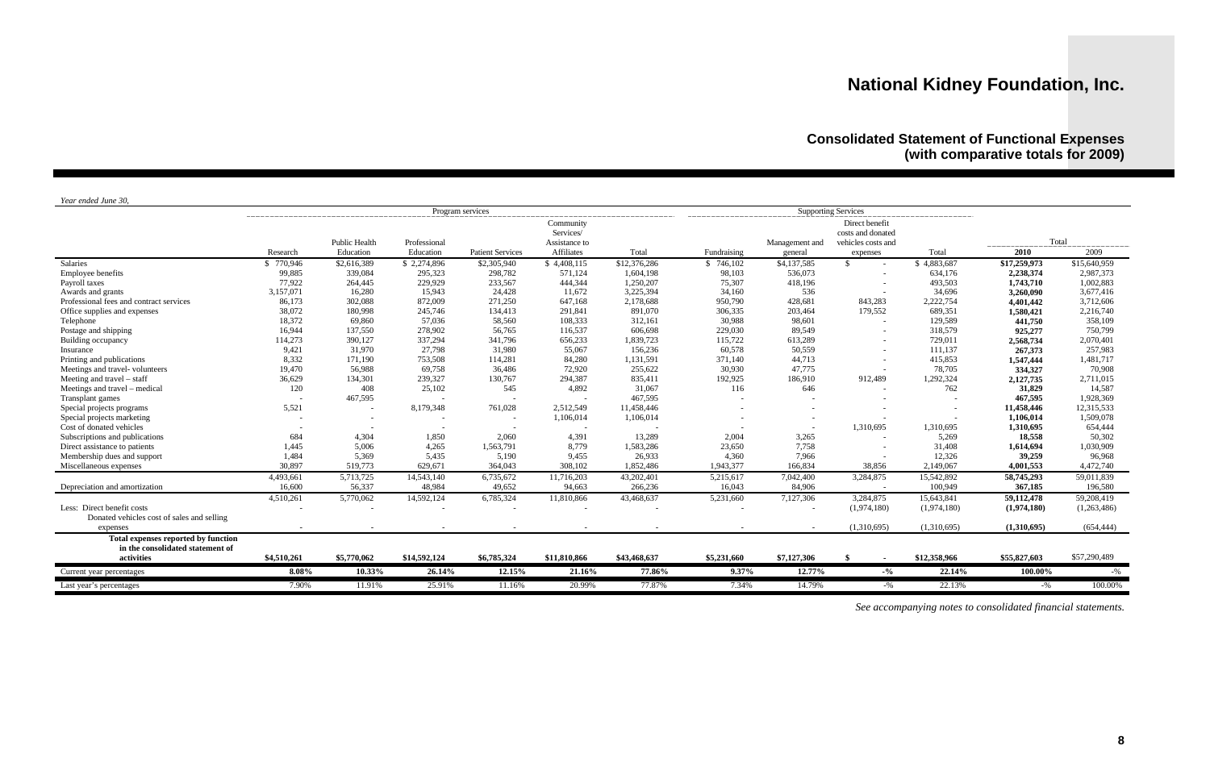# National Kidney Foundation, Inc.

## Consolidated Statement of Functional Expenses (with comparative totals for 2009)

*Year ended June 30,*

| | Program services | | | | | | Supporting Services | | | | | |
|---|---|---|---|---|---|---|---|---|---|---|---|---|
| | Research | Public Health Education | Professional Education | Patient Services | Community Services/ Assistance to Affiliates | Total | Fundraising | Management and general | Direct benefit costs and donated vehicles costs and expenses | Total | Total 2010 | Total 2009 |
| Salaries | $ 770,946 | $2,616,389 | $ 2,274,896 | $2,305,940 | $ 4,408,115 | $12,376,286 | $ 746,102 | $4,137,585 | $ - | $ 4,883,687 | **$17,259,973** | $15,640,959 |
| Employee benefits | 99,885 | 339,084 | 295,323 | 298,782 | 571,124 | 1,604,198 | 98,103 | 536,073 | - | 634,176 | **2,238,374** | 2,987,373 |
| Payroll taxes | 77,922 | 264,445 | 229,929 | 233,567 | 444,344 | 1,250,207 | 75,307 | 418,196 | - | 493,503 | **1,743,710** | 1,002,883 |
| Awards and grants | 3,157,071 | 16,280 | 15,943 | 24,428 | 11,672 | 3,225,394 | 34,160 | 536 | - | 34,696 | **3,260,090** | 3,677,416 |
| Professional fees and contract services | 86,173 | 302,088 | 872,009 | 271,250 | 647,168 | 2,178,688 | 950,790 | 428,681 | 843,283 | 2,222,754 | **4,401,442** | 3,712,606 |
| Office supplies and expenses | 38,072 | 180,998 | 245,746 | 134,413 | 291,841 | 891,070 | 306,335 | 203,464 | 179,552 | 689,351 | **1,580,421** | 2,216,740 |
| Telephone | 18,372 | 69,860 | 57,036 | 58,560 | 108,333 | 312,161 | 30,988 | 98,601 | - | 129,589 | **441,750** | 358,109 |
| Postage and shipping | 16,944 | 137,550 | 278,902 | 56,765 | 116,537 | 606,698 | 229,030 | 89,549 | - | 318,579 | **925,277** | 750,799 |
| Building occupancy | 114,273 | 390,127 | 337,294 | 341,796 | 656,233 | 1,839,723 | 115,722 | 613,289 | - | 729,011 | **2,568,734** | 2,070,401 |
| Insurance | 9,421 | 31,970 | 27,798 | 31,980 | 55,067 | 156,236 | 60,578 | 50,559 | - | 111,137 | **267,373** | 257,983 |
| Printing and publications | 8,332 | 171,190 | 753,508 | 114,281 | 84,280 | 1,131,591 | 371,140 | 44,713 | - | 415,853 | **1,547,444** | 1,481,717 |
| Meetings and travel- volunteers | 19,470 | 56,988 | 69,758 | 36,486 | 72,920 | 255,622 | 30,930 | 47,775 | - | 78,705 | **334,327** | 70,908 |
| Meeting and travel – staff | 36,629 | 134,301 | 239,327 | 130,767 | 294,387 | 835,411 | 192,925 | 186,910 | 912,489 | 1,292,324 | **2,127,735** | 2,711,015 |
| Meetings and travel – medical | 120 | 408 | 25,102 | 545 | 4,892 | 31,067 | 116 | 646 | - | 762 | **31,829** | 14,587 |
| Transplant games | - | 467,595 | - | - | - | 467,595 | - | - | - | - | **467,595** | 1,928,369 |
| Special projects programs | 5,521 | - | 8,179,348 | 761,028 | 2,512,549 | 11,458,446 | - | - | - | - | **11,458,446** | 12,315,533 |
| Special projects marketing | - | - | - | - | 1,106,014 | 1,106,014 | - | - | - | - | **1,106,014** | 1,509,078 |
| Cost of donated vehicles | - | - | - | - | - | - | - | - | 1,310,695 | 1,310,695 | **1,310,695** | 654,444 |
| Subscriptions and publications | 684 | 4,304 | 1,850 | 2,060 | 4,391 | 13,289 | 2,004 | 3,265 | - | 5,269 | **18,558** | 50,302 |
| Direct assistance to patients | 1,445 | 5,006 | 4,265 | 1,563,791 | 8,779 | 1,583,286 | 23,650 | 7,758 | - | 31,408 | **1,614,694** | 1,030,909 |
| Membership dues and support | 1,484 | 5,369 | 5,435 | 5,190 | 9,455 | 26,933 | 4,360 | 7,966 | - | 12,326 | **39,259** | 96,968 |
| Miscellaneous expenses | 30,897 | 519,773 | 629,671 | 364,043 | 308,102 | 1,852,486 | 1,943,377 | 166,834 | 38,856 | 2,149,067 | **4,001,553** | 4,472,740 |
| | 4,493,661 | 5,713,725 | 14,543,140 | 6,735,672 | 11,716,203 | 43,202,401 | 5,215,617 | 7,042,400 | 3,284,875 | 15,542,892 | **58,745,293** | 59,011,839 |
| Depreciation and amortization | 16,600 | 56,337 | 48,984 | 49,652 | 94,663 | 266,236 | 16,043 | 84,906 | - | 100,949 | **367,185** | 196,580 |
| | 4,510,261 | 5,770,062 | 14,592,124 | 6,785,324 | 11,810,866 | 43,468,637 | 5,231,660 | 7,127,306 | 3,284,875 | 15,643,841 | **59,112,478** | 59,208,419 |
| Less: Direct benefit costs | - | - | - | - | - | - | - | - | (1,974,180) | (1,974,180) | **(1,974,180)** | (1,263,486) |
| Donated vehicles cost of sales and selling expenses | - | - | - | - | - | - | - | - | (1,310,695) | (1,310,695) | **(1,310,695)** | (654,444) |
| **Total expenses reported by function in the consolidated statement of activities** | **$4,510,261** | **$5,770,062** | **$14,592,124** | **$6,785,324** | **$11,810,866** | **$43,468,637** | **$5,231,660** | **$7,127,306** | **$ -** | **$12,358,966** | **$55,827,603** | $57,290,489 |
| Current year percentages | **8.08%** | **10.33%** | **26.14%** | **12.15%** | **21.16%** | **77.86%** | **9.37%** | **12.77%** | **-%** | **22.14%** | **100.00%** | -% |
| Last year's percentages | 7.90% | 11.91% | 25.91% | 11.16% | 20.99% | 77.87% | 7.34% | 14.79% | -% | 22.13% | -% | 100.00% |

*See accompanying notes to consolidated financial statements.*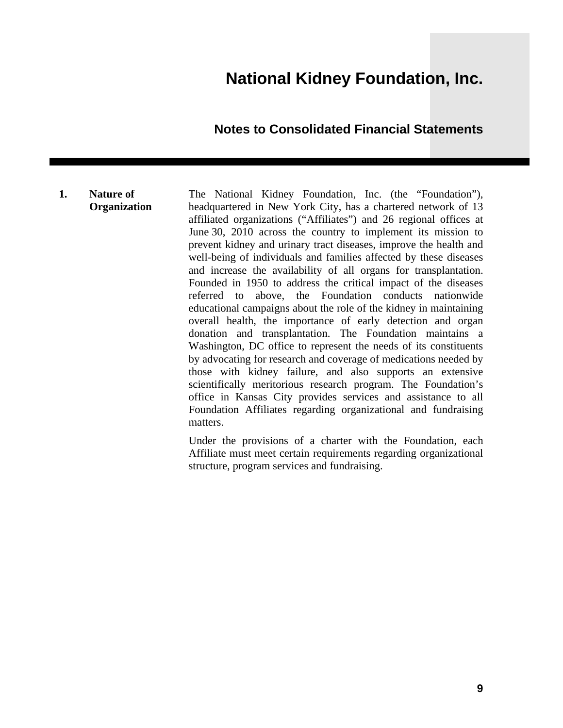# National Kidney Foundation, Inc.

## Notes to Consolidated Financial Statements

### 1. Nature of Organization

The National Kidney Foundation, Inc. (the "Foundation"), headquartered in New York City, has a chartered network of 13 affiliated organizations ("Affiliates") and 26 regional offices at June 30, 2010 across the country to implement its mission to prevent kidney and urinary tract diseases, improve the health and well-being of individuals and families affected by these diseases and increase the availability of all organs for transplantation. Founded in 1950 to address the critical impact of the diseases referred to above, the Foundation conducts nationwide educational campaigns about the role of the kidney in maintaining overall health, the importance of early detection and organ donation and transplantation. The Foundation maintains a Washington, DC office to represent the needs of its constituents by advocating for research and coverage of medications needed by those with kidney failure, and also supports an extensive scientifically meritorious research program. The Foundation's office in Kansas City provides services and assistance to all Foundation Affiliates regarding organizational and fundraising matters.

Under the provisions of a charter with the Foundation, each Affiliate must meet certain requirements regarding organizational structure, program services and fundraising.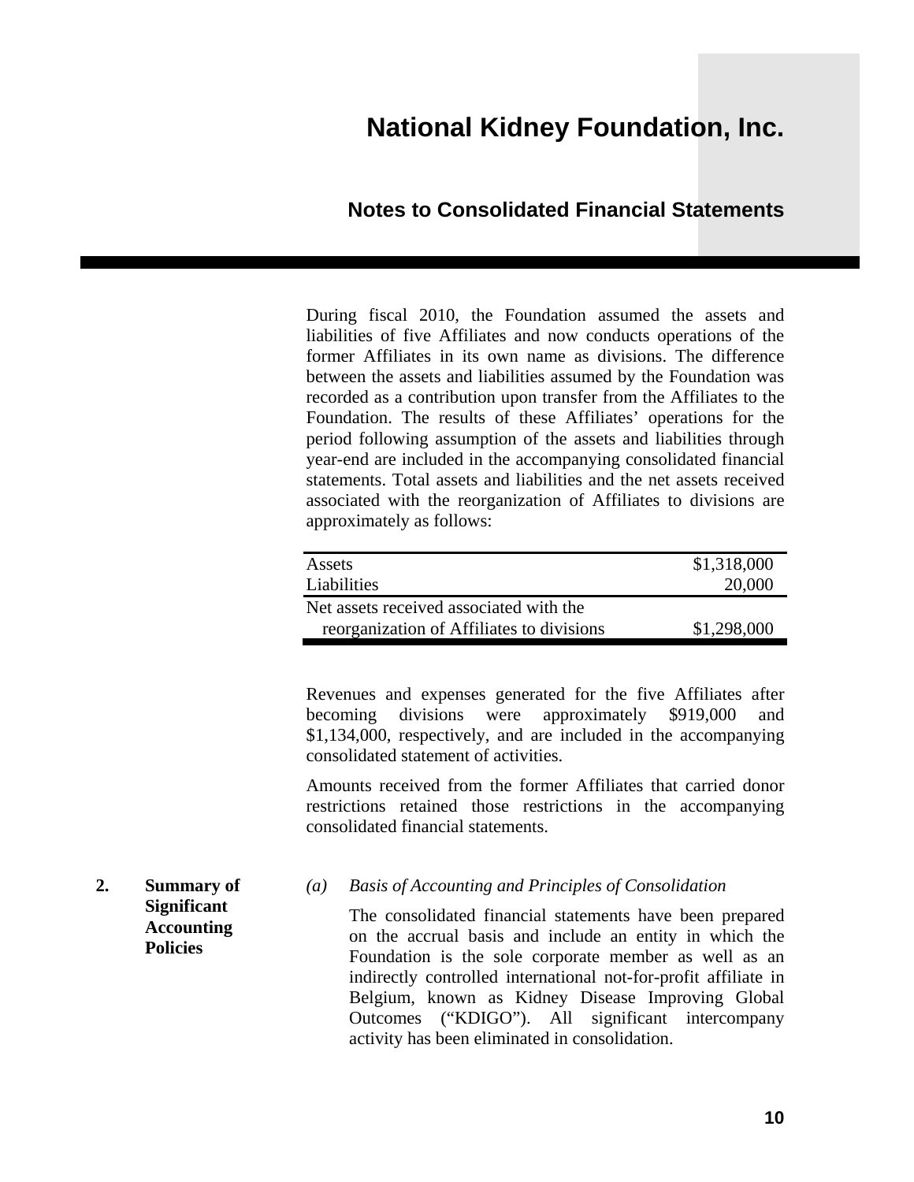During fiscal 2010, the Foundation assumed the assets and liabilities of five Affiliates and now conducts operations of the former Affiliates in its own name as divisions. The difference between the assets and liabilities assumed by the Foundation was recorded as a contribution upon transfer from the Affiliates to the Foundation. The results of these Affiliates' operations for the period following assumption of the assets and liabilities through year-end are included in the accompanying consolidated financial statements. Total assets and liabilities and the net assets received associated with the reorganization of Affiliates to divisions are approximately as follows:

| | |
|---|---|
| Assets | $1,318,000 |
| Liabilities | 20,000 |
| Net assets received associated with the reorganization of Affiliates to divisions | $1,298,000 |

Revenues and expenses generated for the five Affiliates after becoming divisions were approximately $919,000 and $1,134,000, respectively, and are included in the accompanying consolidated statement of activities.

Amounts received from the former Affiliates that carried donor restrictions retained those restrictions in the accompanying consolidated financial statements.

## 2. Summary of Significant Accounting Policies

*(a) Basis of Accounting and Principles of Consolidation*

The consolidated financial statements have been prepared on the accrual basis and include an entity in which the Foundation is the sole corporate member as well as an indirectly controlled international not-for-profit affiliate in Belgium, known as Kidney Disease Improving Global Outcomes ("KDIGO"). All significant intercompany activity has been eliminated in consolidation.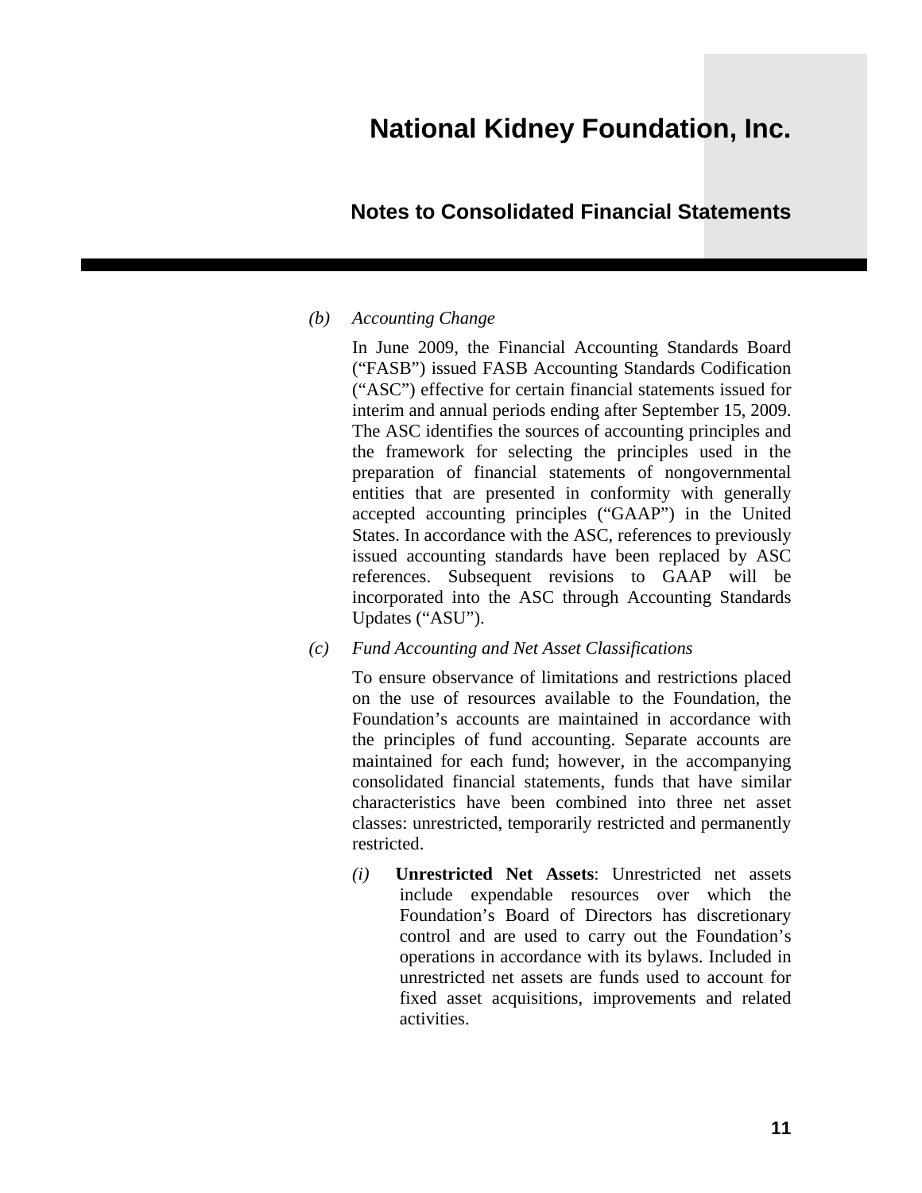*(b) Accounting Change*

In June 2009, the Financial Accounting Standards Board ("FASB") issued FASB Accounting Standards Codification ("ASC") effective for certain financial statements issued for interim and annual periods ending after September 15, 2009. The ASC identifies the sources of accounting principles and the framework for selecting the principles used in the preparation of financial statements of nongovernmental entities that are presented in conformity with generally accepted accounting principles ("GAAP") in the United States. In accordance with the ASC, references to previously issued accounting standards have been replaced by ASC references. Subsequent revisions to GAAP will be incorporated into the ASC through Accounting Standards Updates ("ASU").

*(c) Fund Accounting and Net Asset Classifications*

To ensure observance of limitations and restrictions placed on the use of resources available to the Foundation, the Foundation's accounts are maintained in accordance with the principles of fund accounting. Separate accounts are maintained for each fund; however, in the accompanying consolidated financial statements, funds that have similar characteristics have been combined into three net asset classes: unrestricted, temporarily restricted and permanently restricted.

*(i)* **Unrestricted Net Assets**: Unrestricted net assets include expendable resources over which the Foundation's Board of Directors has discretionary control and are used to carry out the Foundation's operations in accordance with its bylaws. Included in unrestricted net assets are funds used to account for fixed asset acquisitions, improvements and related activities.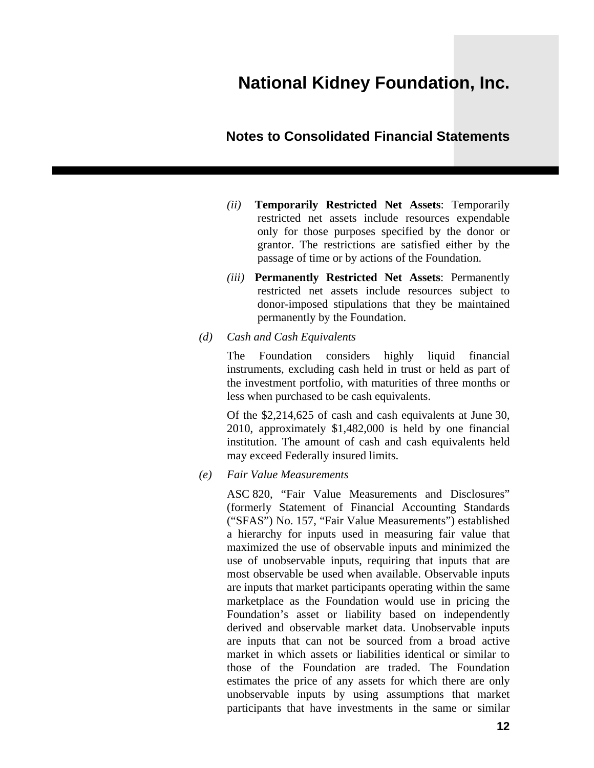*(ii)* **Temporarily Restricted Net Assets**: Temporarily restricted net assets include resources expendable only for those purposes specified by the donor or grantor. The restrictions are satisfied either by the passage of time or by actions of the Foundation.

*(iii)* **Permanently Restricted Net Assets**: Permanently restricted net assets include resources subject to donor-imposed stipulations that they be maintained permanently by the Foundation.

*(d)* *Cash and Cash Equivalents*

The Foundation considers highly liquid financial instruments, excluding cash held in trust or held as part of the investment portfolio, with maturities of three months or less when purchased to be cash equivalents.

Of the $2,214,625 of cash and cash equivalents at June 30, 2010, approximately $1,482,000 is held by one financial institution. The amount of cash and cash equivalents held may exceed Federally insured limits.

*(e)* *Fair Value Measurements*

ASC 820, "Fair Value Measurements and Disclosures" (formerly Statement of Financial Accounting Standards ("SFAS") No. 157, "Fair Value Measurements") established a hierarchy for inputs used in measuring fair value that maximized the use of observable inputs and minimized the use of unobservable inputs, requiring that inputs that are most observable be used when available. Observable inputs are inputs that market participants operating within the same marketplace as the Foundation would use in pricing the Foundation's asset or liability based on independently derived and observable market data. Unobservable inputs are inputs that can not be sourced from a broad active market in which assets or liabilities identical or similar to those of the Foundation are traded. The Foundation estimates the price of any assets for which there are only unobservable inputs by using assumptions that market participants that have investments in the same or similar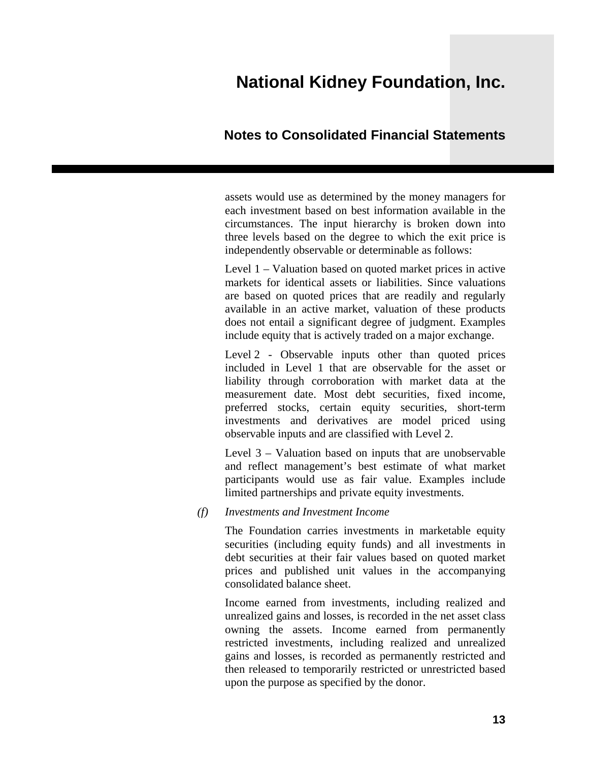assets would use as determined by the money managers for each investment based on best information available in the circumstances. The input hierarchy is broken down into three levels based on the degree to which the exit price is independently observable or determinable as follows:

Level 1 – Valuation based on quoted market prices in active markets for identical assets or liabilities. Since valuations are based on quoted prices that are readily and regularly available in an active market, valuation of these products does not entail a significant degree of judgment. Examples include equity that is actively traded on a major exchange.

Level 2 - Observable inputs other than quoted prices included in Level 1 that are observable for the asset or liability through corroboration with market data at the measurement date. Most debt securities, fixed income, preferred stocks, certain equity securities, short-term investments and derivatives are model priced using observable inputs and are classified with Level 2.

Level 3 – Valuation based on inputs that are unobservable and reflect management's best estimate of what market participants would use as fair value. Examples include limited partnerships and private equity investments.

*(f) Investments and Investment Income*

The Foundation carries investments in marketable equity securities (including equity funds) and all investments in debt securities at their fair values based on quoted market prices and published unit values in the accompanying consolidated balance sheet.

Income earned from investments, including realized and unrealized gains and losses, is recorded in the net asset class owning the assets. Income earned from permanently restricted investments, including realized and unrealized gains and losses, is recorded as permanently restricted and then released to temporarily restricted or unrestricted based upon the purpose as specified by the donor.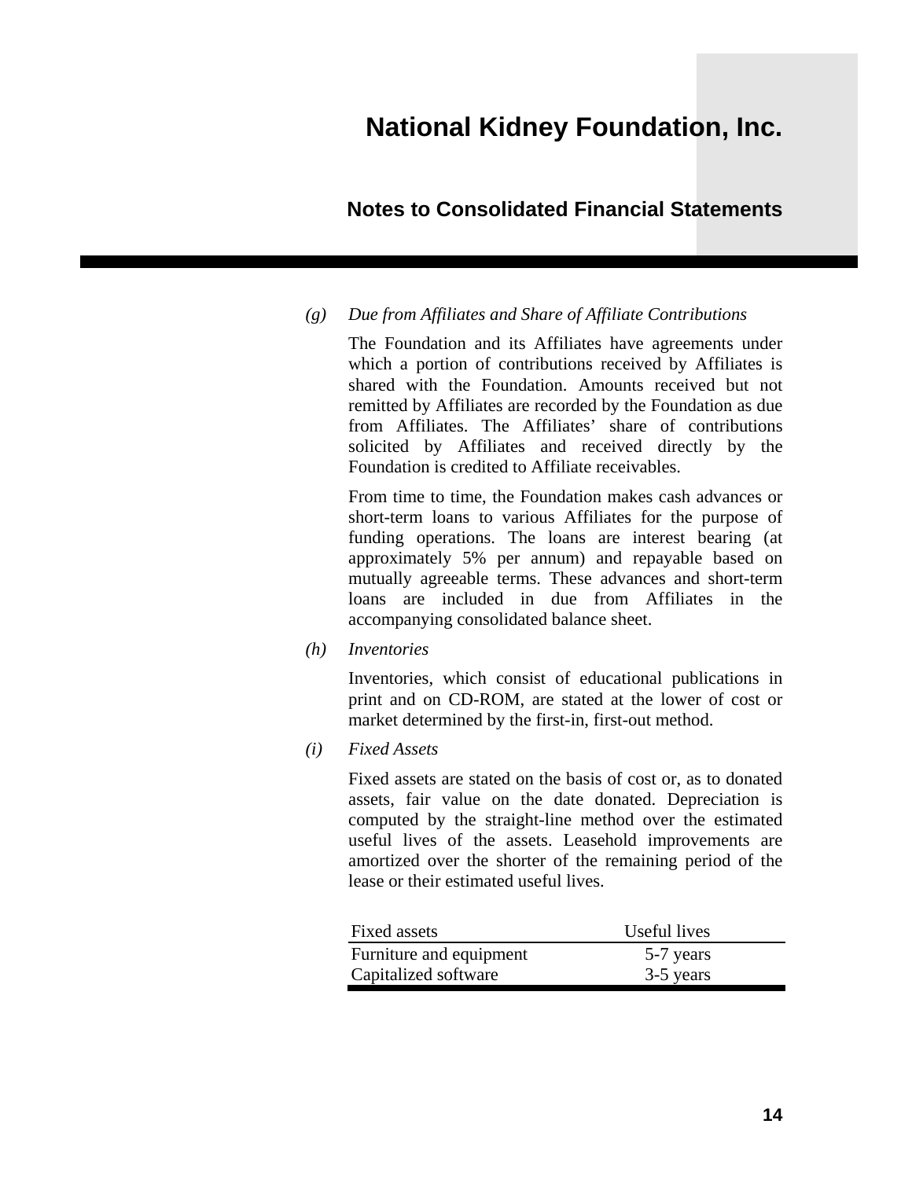*(g) Due from Affiliates and Share of Affiliate Contributions*

The Foundation and its Affiliates have agreements under which a portion of contributions received by Affiliates is shared with the Foundation. Amounts received but not remitted by Affiliates are recorded by the Foundation as due from Affiliates. The Affiliates' share of contributions solicited by Affiliates and received directly by the Foundation is credited to Affiliate receivables.

From time to time, the Foundation makes cash advances or short-term loans to various Affiliates for the purpose of funding operations. The loans are interest bearing (at approximately 5% per annum) and repayable based on mutually agreeable terms. These advances and short-term loans are included in due from Affiliates in the accompanying consolidated balance sheet.

*(h) Inventories*

Inventories, which consist of educational publications in print and on CD-ROM, are stated at the lower of cost or market determined by the first-in, first-out method.

*(i) Fixed Assets*

Fixed assets are stated on the basis of cost or, as to donated assets, fair value on the date donated. Depreciation is computed by the straight-line method over the estimated useful lives of the assets. Leasehold improvements are amortized over the shorter of the remaining period of the lease or their estimated useful lives.

| Fixed assets | Useful lives |
|---|---|
| Furniture and equipment | 5-7 years |
| Capitalized software | 3-5 years |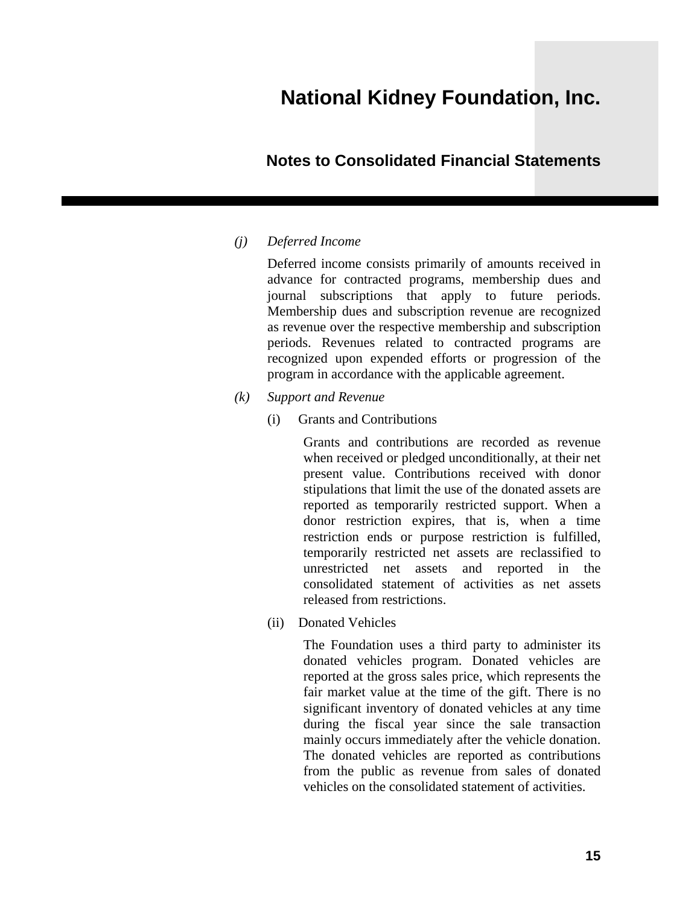*(j) Deferred Income*

Deferred income consists primarily of amounts received in advance for contracted programs, membership dues and journal subscriptions that apply to future periods. Membership dues and subscription revenue are recognized as revenue over the respective membership and subscription periods. Revenues related to contracted programs are recognized upon expended efforts or progression of the program in accordance with the applicable agreement.

*(k) Support and Revenue*

(i) Grants and Contributions

Grants and contributions are recorded as revenue when received or pledged unconditionally, at their net present value. Contributions received with donor stipulations that limit the use of the donated assets are reported as temporarily restricted support. When a donor restriction expires, that is, when a time restriction ends or purpose restriction is fulfilled, temporarily restricted net assets are reclassified to unrestricted net assets and reported in the consolidated statement of activities as net assets released from restrictions.

(ii) Donated Vehicles

The Foundation uses a third party to administer its donated vehicles program. Donated vehicles are reported at the gross sales price, which represents the fair market value at the time of the gift. There is no significant inventory of donated vehicles at any time during the fiscal year since the sale transaction mainly occurs immediately after the vehicle donation. The donated vehicles are reported as contributions from the public as revenue from sales of donated vehicles on the consolidated statement of activities.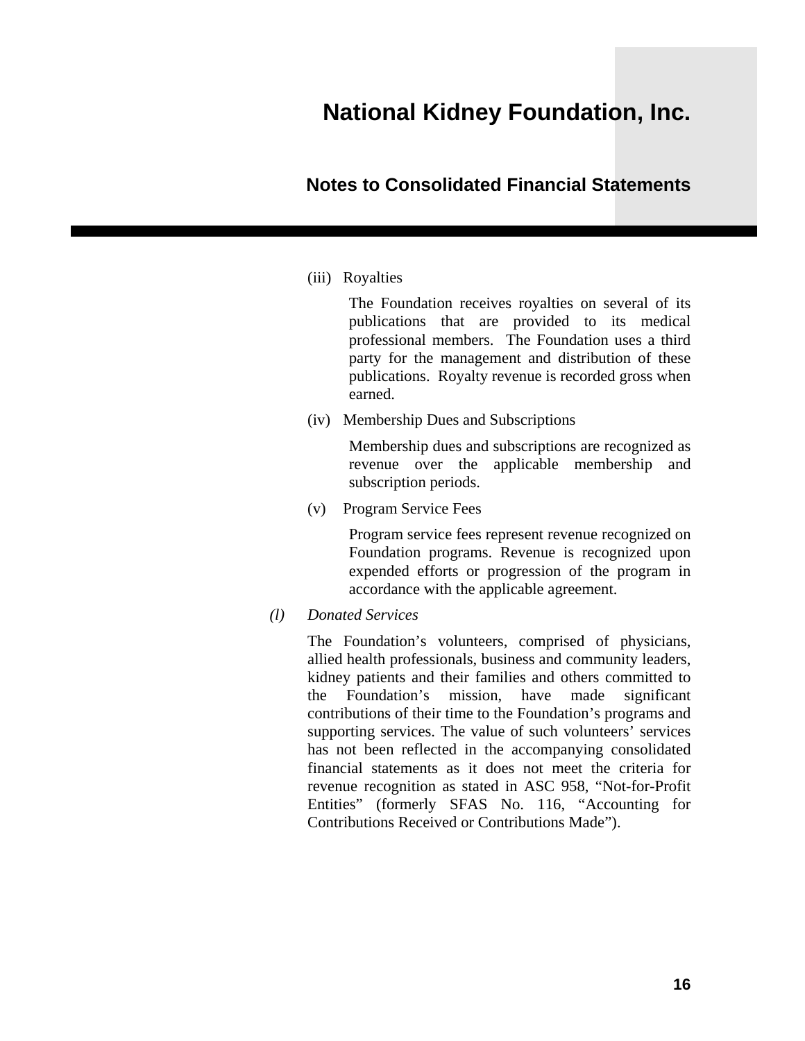(iii) Royalties

The Foundation receives royalties on several of its publications that are provided to its medical professional members. The Foundation uses a third party for the management and distribution of these publications. Royalty revenue is recorded gross when earned.

(iv) Membership Dues and Subscriptions

Membership dues and subscriptions are recognized as revenue over the applicable membership and subscription periods.

(v) Program Service Fees

Program service fees represent revenue recognized on Foundation programs. Revenue is recognized upon expended efforts or progression of the program in accordance with the applicable agreement.

*(l) Donated Services*

The Foundation's volunteers, comprised of physicians, allied health professionals, business and community leaders, kidney patients and their families and others committed to the Foundation's mission, have made significant contributions of their time to the Foundation's programs and supporting services. The value of such volunteers' services has not been reflected in the accompanying consolidated financial statements as it does not meet the criteria for revenue recognition as stated in ASC 958, "Not-for-Profit Entities" (formerly SFAS No. 116, "Accounting for Contributions Received or Contributions Made").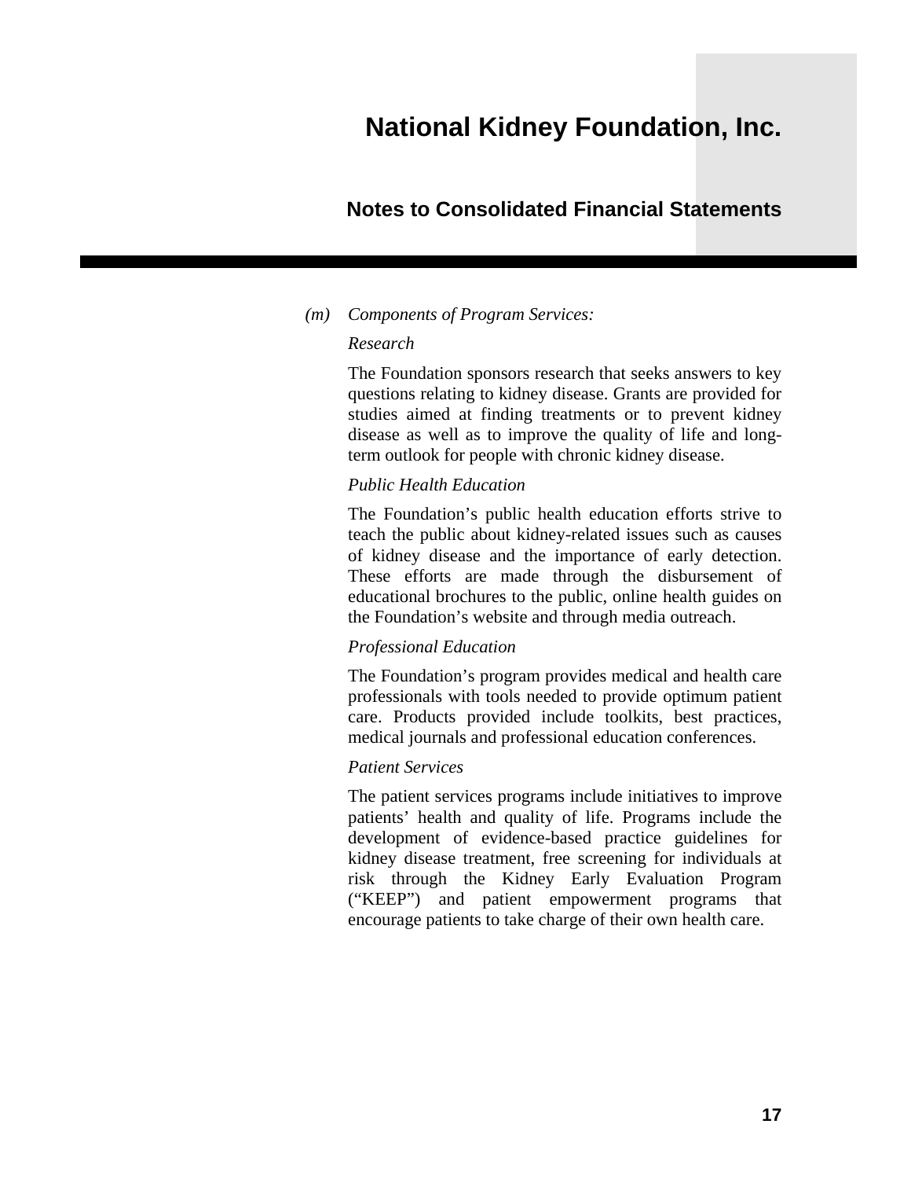*(m) Components of Program Services:*

*Research*

The Foundation sponsors research that seeks answers to key questions relating to kidney disease. Grants are provided for studies aimed at finding treatments or to prevent kidney disease as well as to improve the quality of life and long-term outlook for people with chronic kidney disease.

*Public Health Education*

The Foundation's public health education efforts strive to teach the public about kidney-related issues such as causes of kidney disease and the importance of early detection. These efforts are made through the disbursement of educational brochures to the public, online health guides on the Foundation's website and through media outreach.

*Professional Education*

The Foundation's program provides medical and health care professionals with tools needed to provide optimum patient care. Products provided include toolkits, best practices, medical journals and professional education conferences.

*Patient Services*

The patient services programs include initiatives to improve patients' health and quality of life. Programs include the development of evidence-based practice guidelines for kidney disease treatment, free screening for individuals at risk through the Kidney Early Evaluation Program ("KEEP") and patient empowerment programs that encourage patients to take charge of their own health care.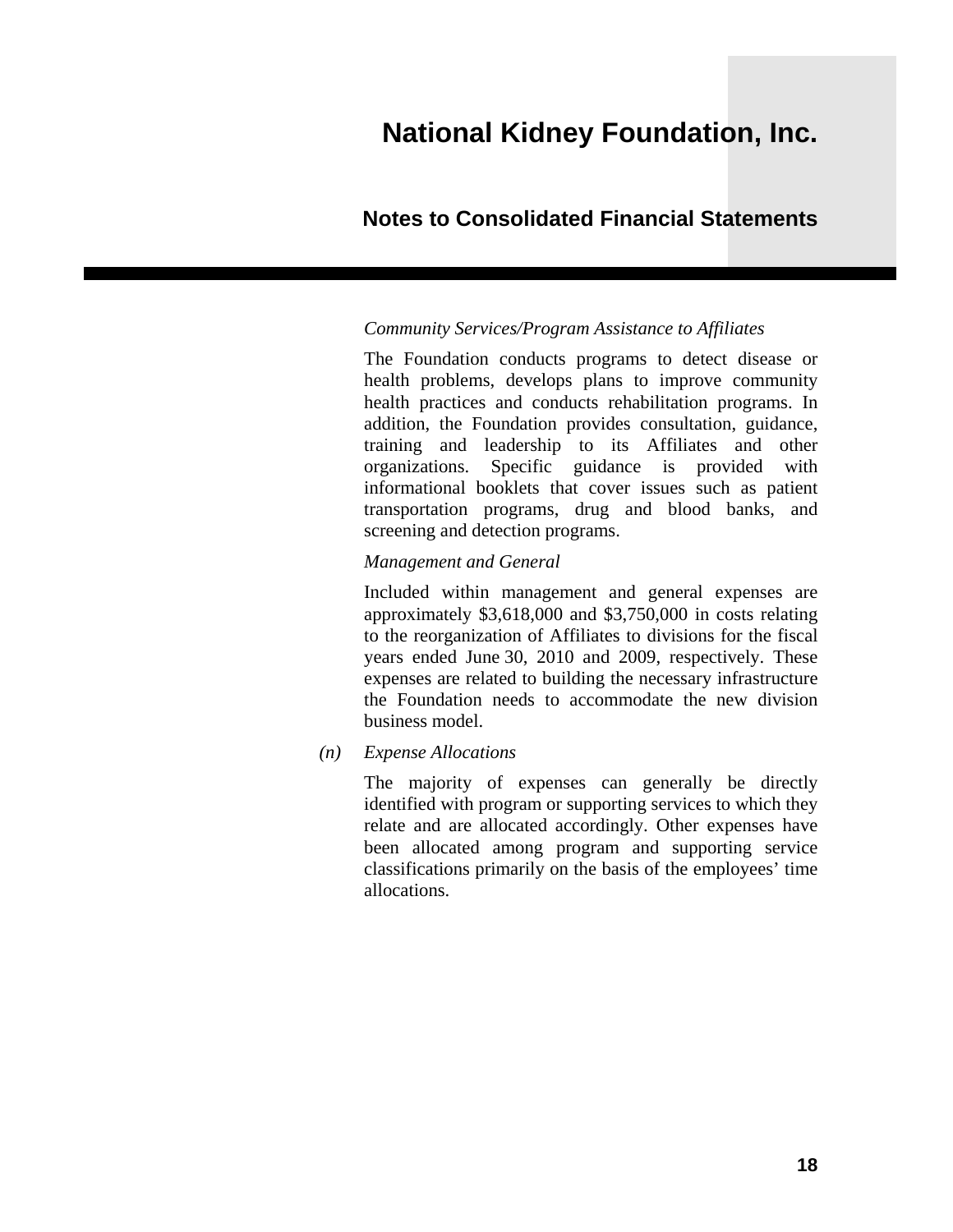*Community Services/Program Assistance to Affiliates*

The Foundation conducts programs to detect disease or health problems, develops plans to improve community health practices and conducts rehabilitation programs. In addition, the Foundation provides consultation, guidance, training and leadership to its Affiliates and other organizations. Specific guidance is provided with informational booklets that cover issues such as patient transportation programs, drug and blood banks, and screening and detection programs.

*Management and General*

Included within management and general expenses are approximately $3,618,000 and $3,750,000 in costs relating to the reorganization of Affiliates to divisions for the fiscal years ended June 30, 2010 and 2009, respectively. These expenses are related to building the necessary infrastructure the Foundation needs to accommodate the new division business model.

*(n) Expense Allocations*

The majority of expenses can generally be directly identified with program or supporting services to which they relate and are allocated accordingly. Other expenses have been allocated among program and supporting service classifications primarily on the basis of the employees' time allocations.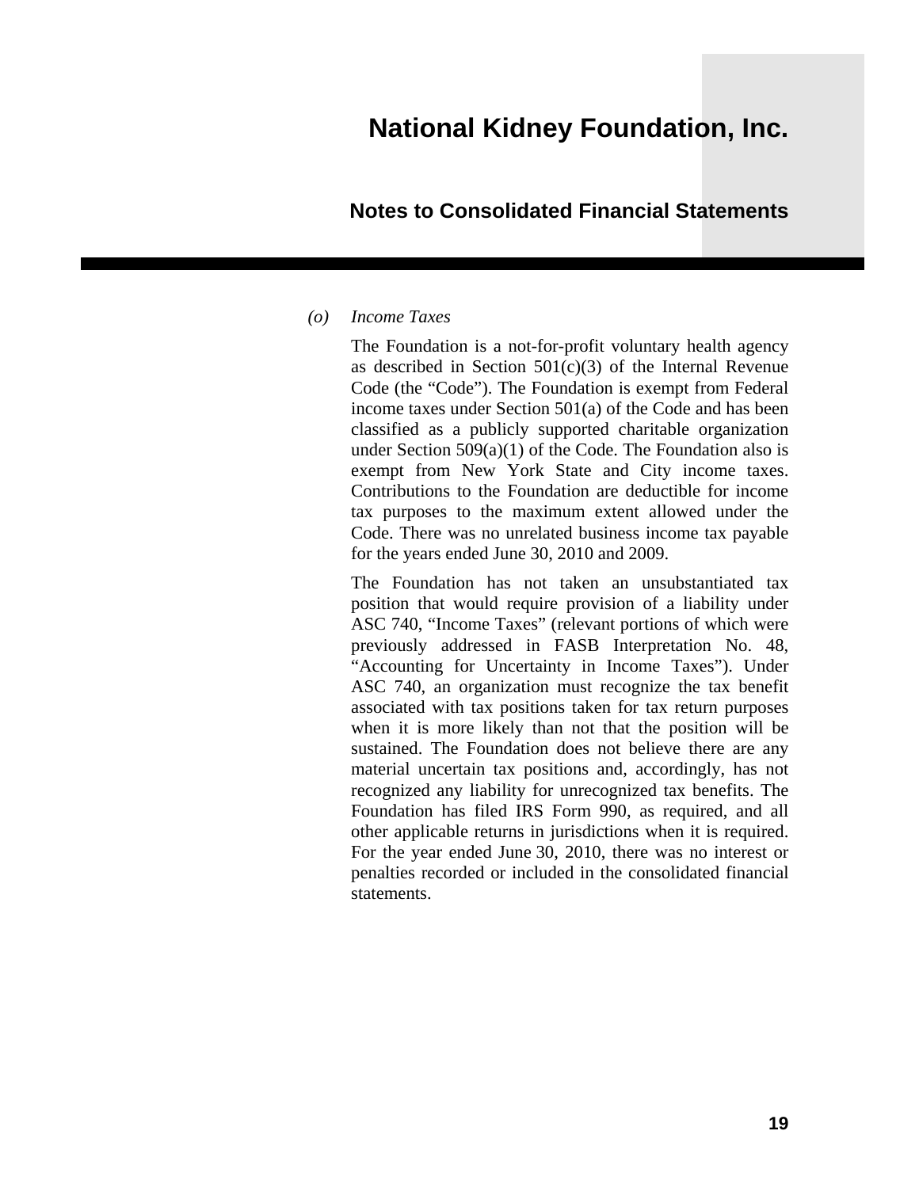*(o) Income Taxes*

The Foundation is a not-for-profit voluntary health agency as described in Section 501(c)(3) of the Internal Revenue Code (the "Code"). The Foundation is exempt from Federal income taxes under Section 501(a) of the Code and has been classified as a publicly supported charitable organization under Section 509(a)(1) of the Code. The Foundation also is exempt from New York State and City income taxes. Contributions to the Foundation are deductible for income tax purposes to the maximum extent allowed under the Code. There was no unrelated business income tax payable for the years ended June 30, 2010 and 2009.

The Foundation has not taken an unsubstantiated tax position that would require provision of a liability under ASC 740, "Income Taxes" (relevant portions of which were previously addressed in FASB Interpretation No. 48, "Accounting for Uncertainty in Income Taxes"). Under ASC 740, an organization must recognize the tax benefit associated with tax positions taken for tax return purposes when it is more likely than not that the position will be sustained. The Foundation does not believe there are any material uncertain tax positions and, accordingly, has not recognized any liability for unrecognized tax benefits. The Foundation has filed IRS Form 990, as required, and all other applicable returns in jurisdictions when it is required. For the year ended June 30, 2010, there was no interest or penalties recorded or included in the consolidated financial statements.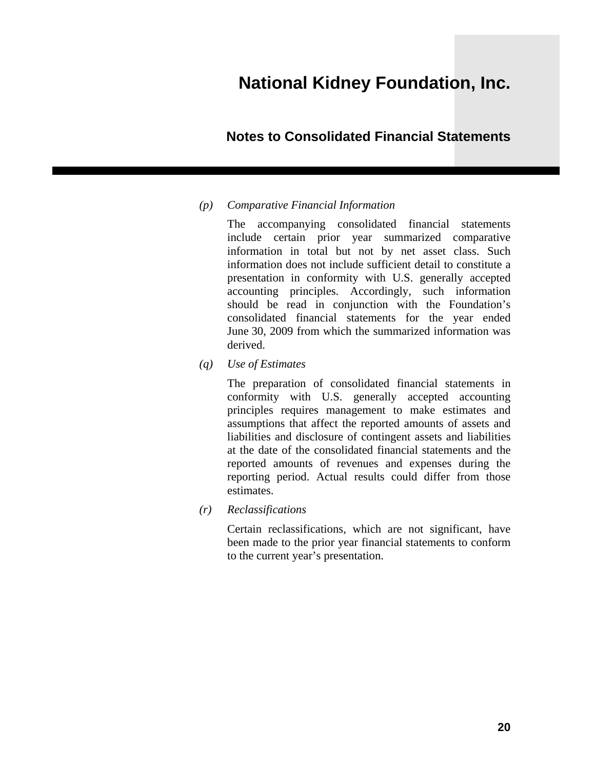*(p) Comparative Financial Information*

The accompanying consolidated financial statements include certain prior year summarized comparative information in total but not by net asset class. Such information does not include sufficient detail to constitute a presentation in conformity with U.S. generally accepted accounting principles. Accordingly, such information should be read in conjunction with the Foundation's consolidated financial statements for the year ended June 30, 2009 from which the summarized information was derived.

*(q) Use of Estimates*

The preparation of consolidated financial statements in conformity with U.S. generally accepted accounting principles requires management to make estimates and assumptions that affect the reported amounts of assets and liabilities and disclosure of contingent assets and liabilities at the date of the consolidated financial statements and the reported amounts of revenues and expenses during the reporting period. Actual results could differ from those estimates.

*(r) Reclassifications*

Certain reclassifications, which are not significant, have been made to the prior year financial statements to conform to the current year's presentation.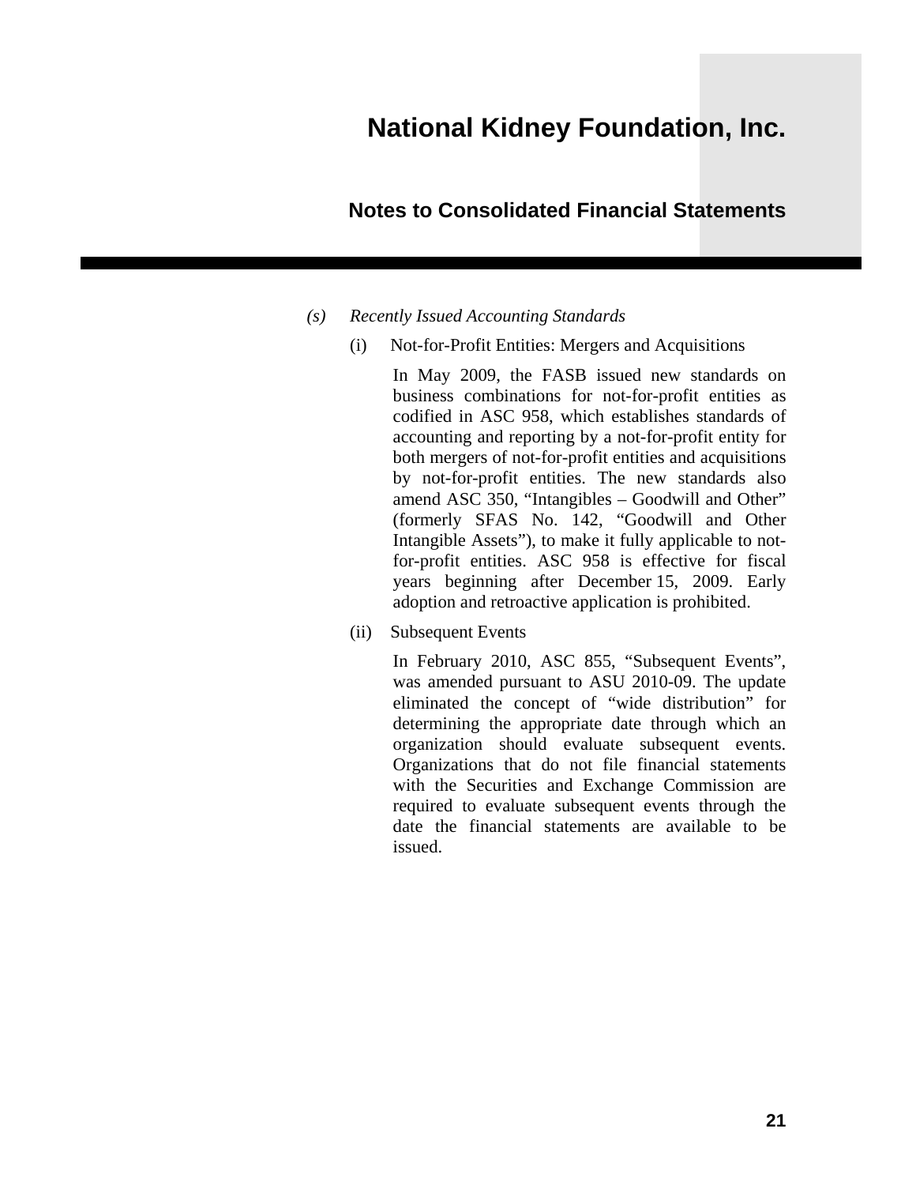*(s) Recently Issued Accounting Standards*

(i) Not-for-Profit Entities: Mergers and Acquisitions

In May 2009, the FASB issued new standards on business combinations for not-for-profit entities as codified in ASC 958, which establishes standards of accounting and reporting by a not-for-profit entity for both mergers of not-for-profit entities and acquisitions by not-for-profit entities. The new standards also amend ASC 350, "Intangibles – Goodwill and Other" (formerly SFAS No. 142, "Goodwill and Other Intangible Assets"), to make it fully applicable to not-for-profit entities. ASC 958 is effective for fiscal years beginning after December 15, 2009. Early adoption and retroactive application is prohibited.

(ii) Subsequent Events

In February 2010, ASC 855, "Subsequent Events", was amended pursuant to ASU 2010-09. The update eliminated the concept of "wide distribution" for determining the appropriate date through which an organization should evaluate subsequent events. Organizations that do not file financial statements with the Securities and Exchange Commission are required to evaluate subsequent events through the date the financial statements are available to be issued.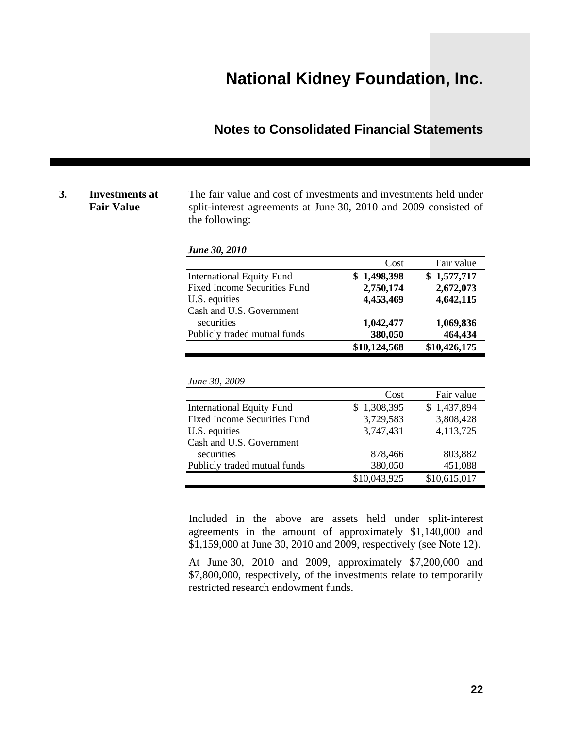# National Kidney Foundation, Inc.

## Notes to Consolidated Financial Statements

### 3. Investments at Fair Value

The fair value and cost of investments and investments held under split-interest agreements at June 30, 2010 and 2009 consisted of the following:

***June 30, 2010***

| | Cost | Fair value |
|---|---|---|
| International Equity Fund | **$ 1,498,398** | **$ 1,577,717** |
| Fixed Income Securities Fund | **2,750,174** | **2,672,073** |
| U.S. equities | **4,453,469** | **4,642,115** |
| Cash and U.S. Government securities | **1,042,477** | **1,069,836** |
| Publicly traded mutual funds | **380,050** | **464,434** |
| | **$10,124,568** | **$10,426,175** |

*June 30, 2009*

| | Cost | Fair value |
|---|---|---|
| International Equity Fund | $ 1,308,395 | $ 1,437,894 |
| Fixed Income Securities Fund | 3,729,583 | 3,808,428 |
| U.S. equities | 3,747,431 | 4,113,725 |
| Cash and U.S. Government securities | 878,466 | 803,882 |
| Publicly traded mutual funds | 380,050 | 451,088 |
| | $10,043,925 | $10,615,017 |

Included in the above are assets held under split-interest agreements in the amount of approximately $1,140,000 and $1,159,000 at June 30, 2010 and 2009, respectively (see Note 12).

At June 30, 2010 and 2009, approximately $7,200,000 and $7,800,000, respectively, of the investments relate to temporarily restricted research endowment funds.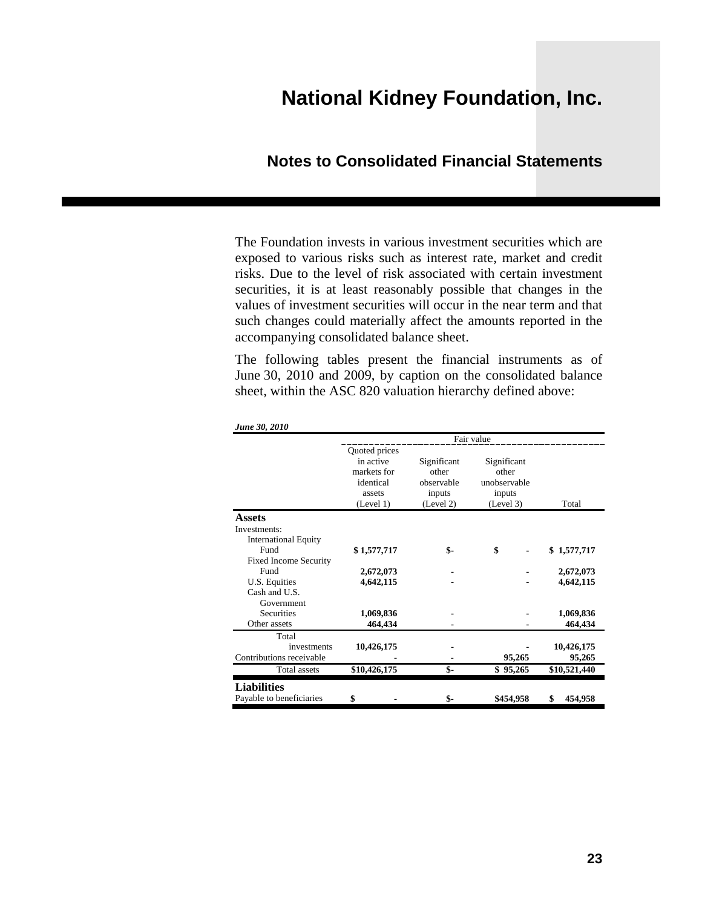# National Kidney Foundation, Inc.

## Notes to Consolidated Financial Statements

The Foundation invests in various investment securities which are exposed to various risks such as interest rate, market and credit risks. Due to the level of risk associated with certain investment securities, it is at least reasonably possible that changes in the values of investment securities will occur in the near term and that such changes could materially affect the amounts reported in the accompanying consolidated balance sheet.

The following tables present the financial instruments as of June 30, 2010 and 2009, by caption on the consolidated balance sheet, within the ASC 820 valuation hierarchy defined above:

***June 30, 2010***

| | Fair value | | | |
|---|---|---|---|---|
| | Quoted prices in active markets for identical assets (Level 1) | Significant other observable inputs (Level 2) | Significant other unobservable inputs (Level 3) | Total |
| **Assets** | | | | |
| Investments: | | | | |
| International Equity Fund | **$ 1,577,717** | **$-** | **$ -** | **$ 1,577,717** |
| Fixed Income Security Fund | **2,672,073** | **-** | **-** | **2,672,073** |
| U.S. Equities | **4,642,115** | **-** | **-** | **4,642,115** |
| Cash and U.S. Government Securities | **1,069,836** | **-** | **-** | **1,069,836** |
| Other assets | **464,434** | **-** | **-** | **464,434** |
| Total investments | **10,426,175** | **-** | **-** | **10,426,175** |
| Contributions receivable | **-** | **-** | **95,265** | **95,265** |
| Total assets | **$10,426,175** | **$-** | **$ 95,265** | **$10,521,440** |
| **Liabilities** | | | | |
| Payable to beneficiaries | **$ -** | **$-** | **$454,958** | **$ 454,958** |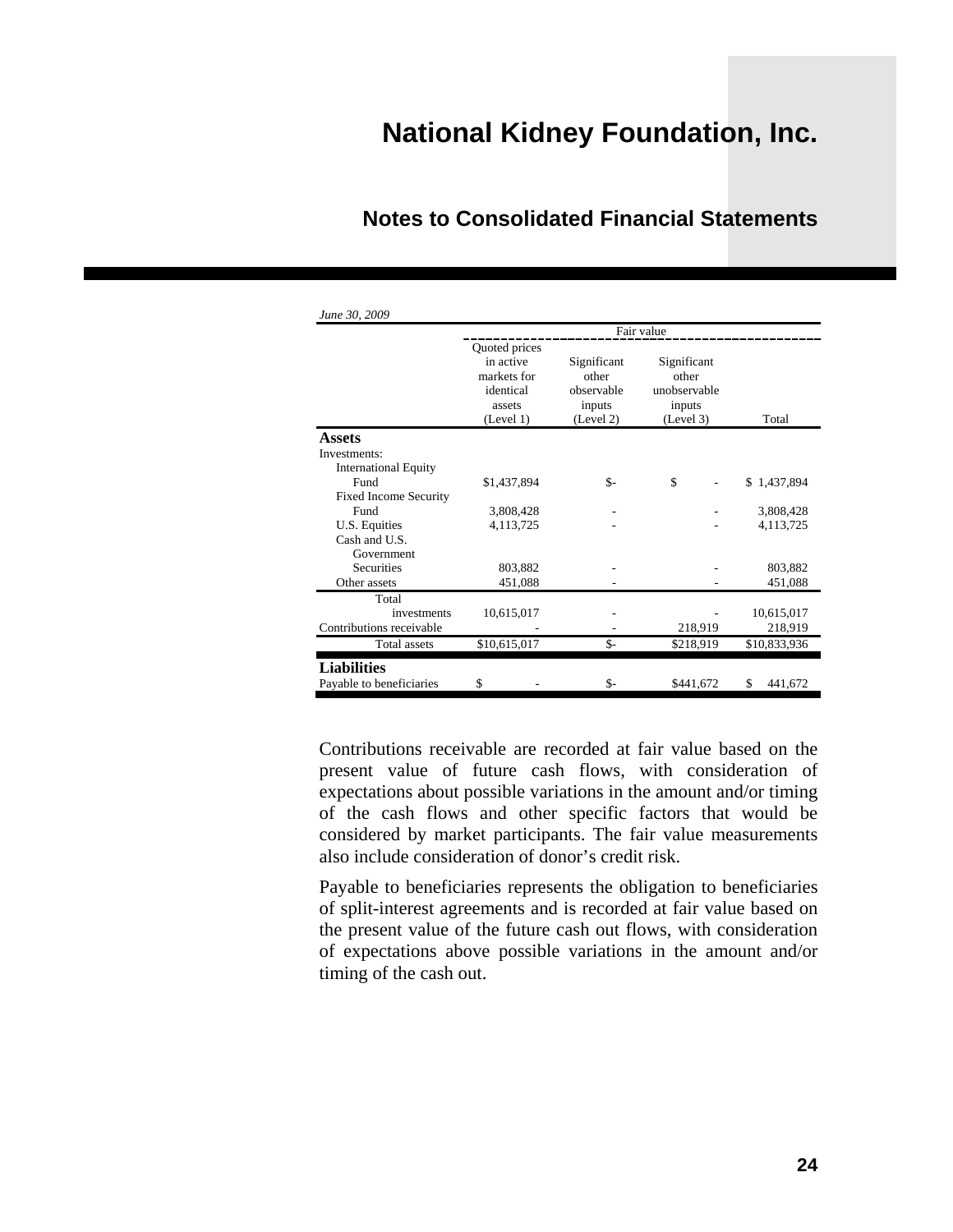*June 30, 2009*

| | Fair value | | | |
|---|---|---|---|---|
| | Quoted prices in active markets for identical assets (Level 1) | Significant other observable inputs (Level 2) | Significant other unobservable inputs (Level 3) | Total |
| **Assets** | | | | |
| Investments: | | | | |
| International Equity Fund | $1,437,894 | $- | $ - | $ 1,437,894 |
| Fixed Income Security Fund | 3,808,428 | - | - | 3,808,428 |
| U.S. Equities | 4,113,725 | - | - | 4,113,725 |
| Cash and U.S. Government Securities | 803,882 | - | - | 803,882 |
| Other assets | 451,088 | - | - | 451,088 |
| Total investments | 10,615,017 | - | - | 10,615,017 |
| Contributions receivable | - | - | 218,919 | 218,919 |
| Total assets | $10,615,017 | $- | $218,919 | $10,833,936 |
| **Liabilities** | | | | |
| Payable to beneficiaries | $ - | $- | $441,672 | $ 441,672 |

Contributions receivable are recorded at fair value based on the present value of future cash flows, with consideration of expectations about possible variations in the amount and/or timing of the cash flows and other specific factors that would be considered by market participants. The fair value measurements also include consideration of donor's credit risk.

Payable to beneficiaries represents the obligation to beneficiaries of split-interest agreements and is recorded at fair value based on the present value of the future cash out flows, with consideration of expectations above possible variations in the amount and/or timing of the cash out.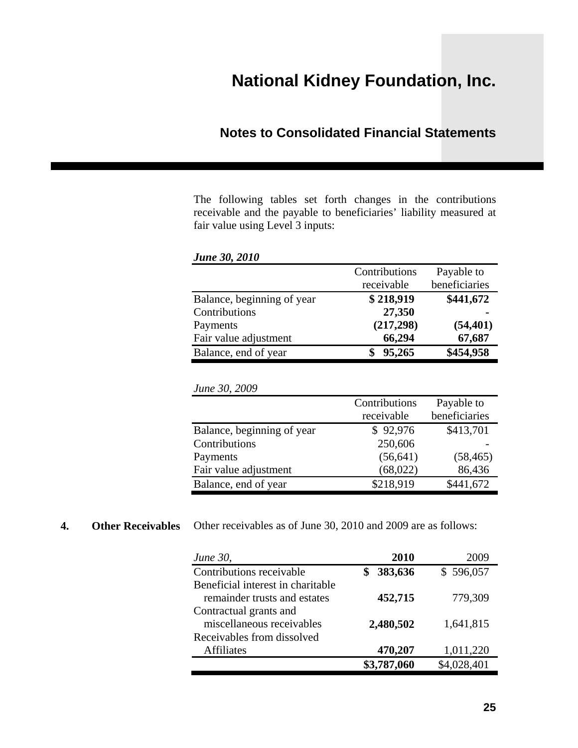The following tables set forth changes in the contributions receivable and the payable to beneficiaries' liability measured at fair value using Level 3 inputs:

***June 30, 2010***

| | Contributions receivable | Payable to beneficiaries |
|---|---|---|
| Balance, beginning of year | **$ 218,919** | **$441,672** |
| Contributions | **27,350** | **-** |
| Payments | **(217,298)** | **(54,401)** |
| Fair value adjustment | **66,294** | **67,687** |
| Balance, end of year | **$ 95,265** | **$454,958** |

*June 30, 2009*

| | Contributions receivable | Payable to beneficiaries |
|---|---|---|
| Balance, beginning of year | $ 92,976 | $413,701 |
| Contributions | 250,606 | - |
| Payments | (56,641) | (58,465) |
| Fair value adjustment | (68,022) | 86,436 |
| Balance, end of year | $218,919 | $441,672 |

## 4. Other Receivables

Other receivables as of June 30, 2010 and 2009 are as follows:

| *June 30,* | **2010** | 2009 |
|---|---|---|
| Contributions receivable | **$ 383,636** | $ 596,057 |
| Beneficial interest in charitable remainder trusts and estates | **452,715** | 779,309 |
| Contractual grants and miscellaneous receivables | **2,480,502** | 1,641,815 |
| Receivables from dissolved Affiliates | **470,207** | 1,011,220 |
| | **$3,787,060** | $4,028,401 |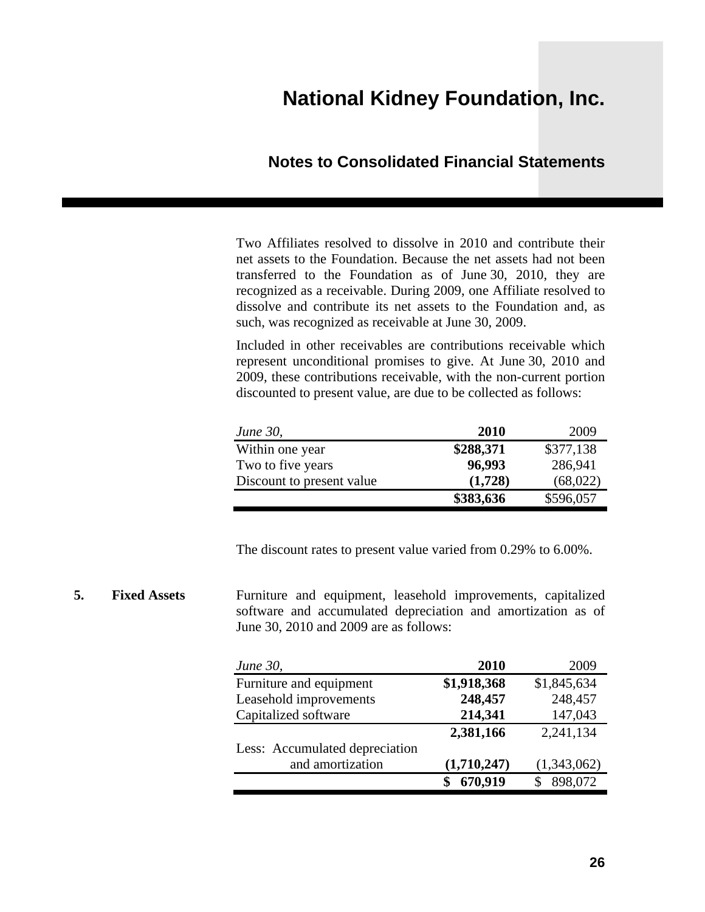Two Affiliates resolved to dissolve in 2010 and contribute their net assets to the Foundation. Because the net assets had not been transferred to the Foundation as of June 30, 2010, they are recognized as a receivable. During 2009, one Affiliate resolved to dissolve and contribute its net assets to the Foundation and, as such, was recognized as receivable at June 30, 2009.

Included in other receivables are contributions receivable which represent unconditional promises to give. At June 30, 2010 and 2009, these contributions receivable, with the non-current portion discounted to present value, are due to be collected as follows:

| *June 30,* | **2010** | 2009 |
|---|---|---|
| Within one year | **$288,371** | $377,138 |
| Two to five years | **96,993** | 286,941 |
| Discount to present value | **(1,728)** | (68,022) |
| | **$383,636** | $596,057 |

The discount rates to present value varied from 0.29% to 6.00%.

## 5. Fixed Assets

Furniture and equipment, leasehold improvements, capitalized software and accumulated depreciation and amortization as of June 30, 2010 and 2009 are as follows:

| *June 30,* | **2010** | 2009 |
|---|---|---|
| Furniture and equipment | **$1,918,368** | $1,845,634 |
| Leasehold improvements | **248,457** | 248,457 |
| Capitalized software | **214,341** | 147,043 |
| | **2,381,166** | 2,241,134 |
| Less: Accumulated depreciation and amortization | **(1,710,247)** | (1,343,062) |
| | **$ 670,919** | $ 898,072 |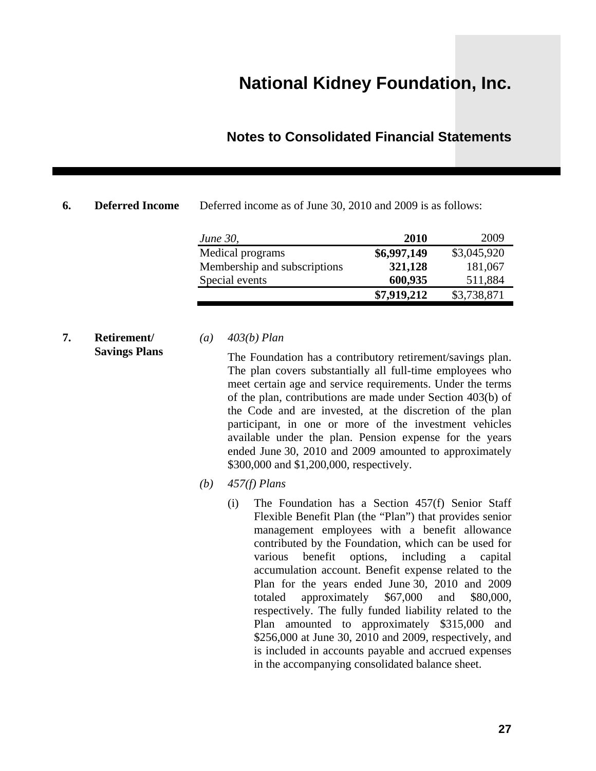## 6. Deferred Income

Deferred income as of June 30, 2010 and 2009 is as follows:

| *June 30,* | **2010** | 2009 |
|---|---|---|
| Medical programs | **$6,997,149** | $3,045,920 |
| Membership and subscriptions | **321,128** | 181,067 |
| Special events | **600,935** | 511,884 |
| | **$7,919,212** | $3,738,871 |

## 7. Retirement/Savings Plans

*(a) 403(b) Plan*

The Foundation has a contributory retirement/savings plan. The plan covers substantially all full-time employees who meet certain age and service requirements. Under the terms of the plan, contributions are made under Section 403(b) of the Code and are invested, at the discretion of the plan participant, in one or more of the investment vehicles available under the plan. Pension expense for the years ended June 30, 2010 and 2009 amounted to approximately $300,000 and $1,200,000, respectively.

*(b) 457(f) Plans*

(i) The Foundation has a Section 457(f) Senior Staff Flexible Benefit Plan (the "Plan") that provides senior management employees with a benefit allowance contributed by the Foundation, which can be used for various benefit options, including a capital accumulation account. Benefit expense related to the Plan for the years ended June 30, 2010 and 2009 totaled approximately $67,000 and $80,000, respectively. The fully funded liability related to the Plan amounted to approximately $315,000 and $256,000 at June 30, 2010 and 2009, respectively, and is included in accounts payable and accrued expenses in the accompanying consolidated balance sheet.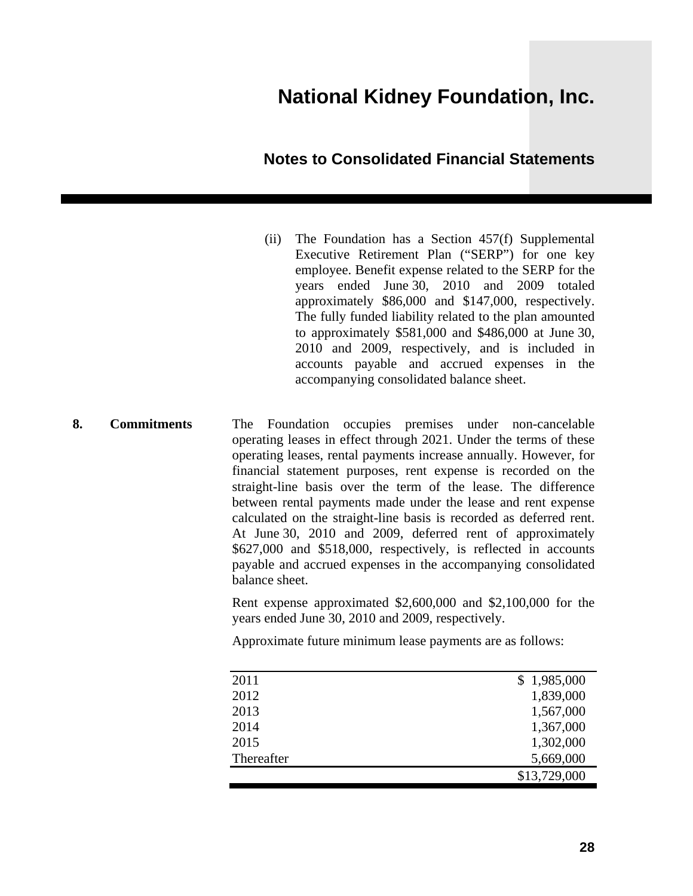(ii) The Foundation has a Section 457(f) Supplemental Executive Retirement Plan ("SERP") for one key employee. Benefit expense related to the SERP for the years ended June 30, 2010 and 2009 totaled approximately $86,000 and $147,000, respectively. The fully funded liability related to the plan amounted to approximately $581,000 and $486,000 at June 30, 2010 and 2009, respectively, and is included in accounts payable and accrued expenses in the accompanying consolidated balance sheet.

## 8. Commitments

The Foundation occupies premises under non-cancelable operating leases in effect through 2021. Under the terms of these operating leases, rental payments increase annually. However, for financial statement purposes, rent expense is recorded on the straight-line basis over the term of the lease. The difference between rental payments made under the lease and rent expense calculated on the straight-line basis is recorded as deferred rent. At June 30, 2010 and 2009, deferred rent of approximately $627,000 and $518,000, respectively, is reflected in accounts payable and accrued expenses in the accompanying consolidated balance sheet.

Rent expense approximated $2,600,000 and $2,100,000 for the years ended June 30, 2010 and 2009, respectively.

Approximate future minimum lease payments are as follows:

| | |
|---|---|
| 2011 | $ 1,985,000 |
| 2012 | 1,839,000 |
| 2013 | 1,567,000 |
| 2014 | 1,367,000 |
| 2015 | 1,302,000 |
| Thereafter | 5,669,000 |
| | $13,729,000 |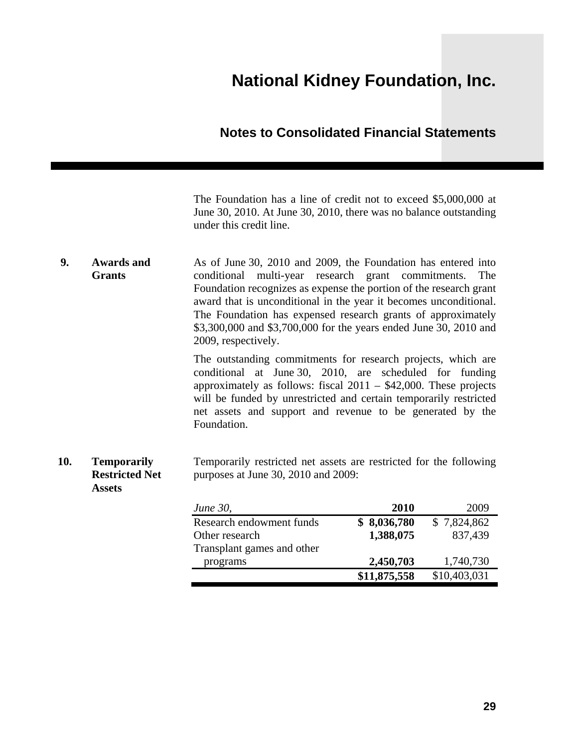The Foundation has a line of credit not to exceed $5,000,000 at June 30, 2010. At June 30, 2010, there was no balance outstanding under this credit line.

## 9. Awards and Grants

As of June 30, 2010 and 2009, the Foundation has entered into conditional multi-year research grant commitments. The Foundation recognizes as expense the portion of the research grant award that is unconditional in the year it becomes unconditional. The Foundation has expensed research grants of approximately $3,300,000 and $3,700,000 for the years ended June 30, 2010 and 2009, respectively.

The outstanding commitments for research projects, which are conditional at June 30, 2010, are scheduled for funding approximately as follows: fiscal 2011 – $42,000. These projects will be funded by unrestricted and certain temporarily restricted net assets and support and revenue to be generated by the Foundation.

## 10. Temporarily Restricted Net Assets

Temporarily restricted net assets are restricted for the following purposes at June 30, 2010 and 2009:

| *June 30,* | **2010** | 2009 |
|---|---|---|
| Research endowment funds | **$ 8,036,780** | $ 7,824,862 |
| Other research | **1,388,075** | 837,439 |
| Transplant games and other programs | **2,450,703** | 1,740,730 |
| | **$11,875,558** | $10,403,031 |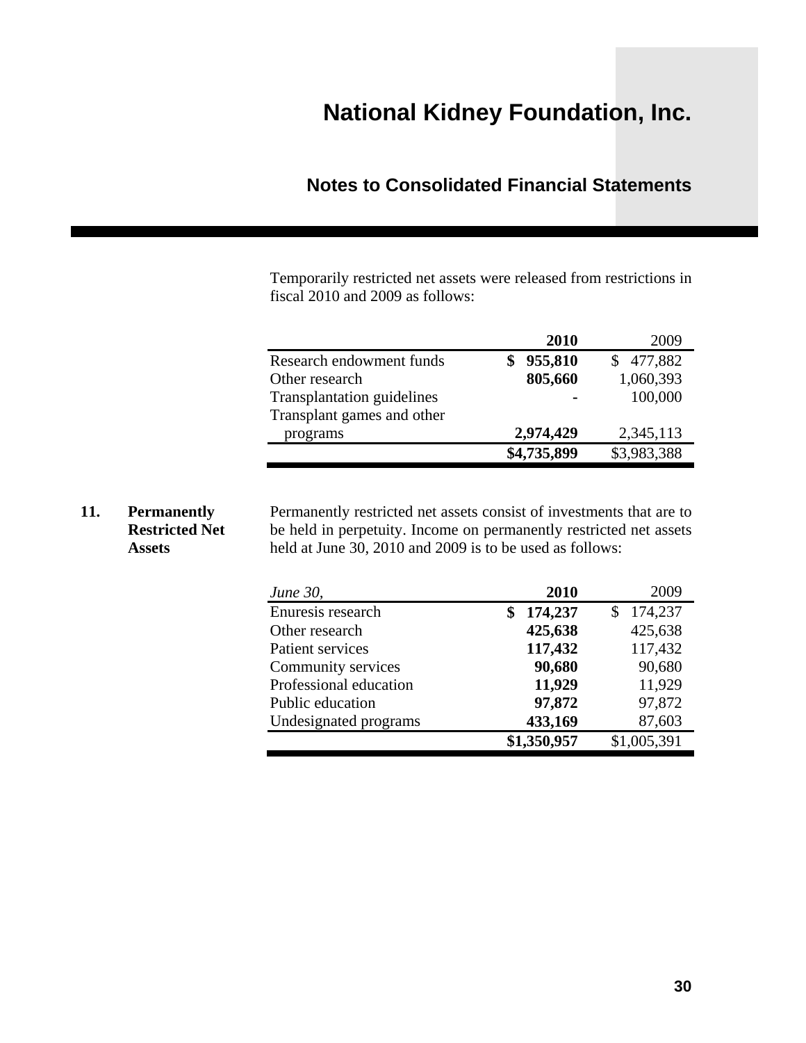Temporarily restricted net assets were released from restrictions in fiscal 2010 and 2009 as follows:

| | **2010** | 2009 |
|---|---|---|
| Research endowment funds | **$ 955,810** | $ 477,882 |
| Other research | **805,660** | 1,060,393 |
| Transplantation guidelines | **-** | 100,000 |
| Transplant games and other programs | **2,974,429** | 2,345,113 |
| | **$4,735,899** | $3,983,388 |

## 11. Permanently Restricted Net Assets

Permanently restricted net assets consist of investments that are to be held in perpetuity. Income on permanently restricted net assets held at June 30, 2010 and 2009 is to be used as follows:

| *June 30,* | **2010** | 2009 |
|---|---|---|
| Enuresis research | **$ 174,237** | $ 174,237 |
| Other research | **425,638** | 425,638 |
| Patient services | **117,432** | 117,432 |
| Community services | **90,680** | 90,680 |
| Professional education | **11,929** | 11,929 |
| Public education | **97,872** | 97,872 |
| Undesignated programs | **433,169** | 87,603 |
| | **$1,350,957** | $1,005,391 |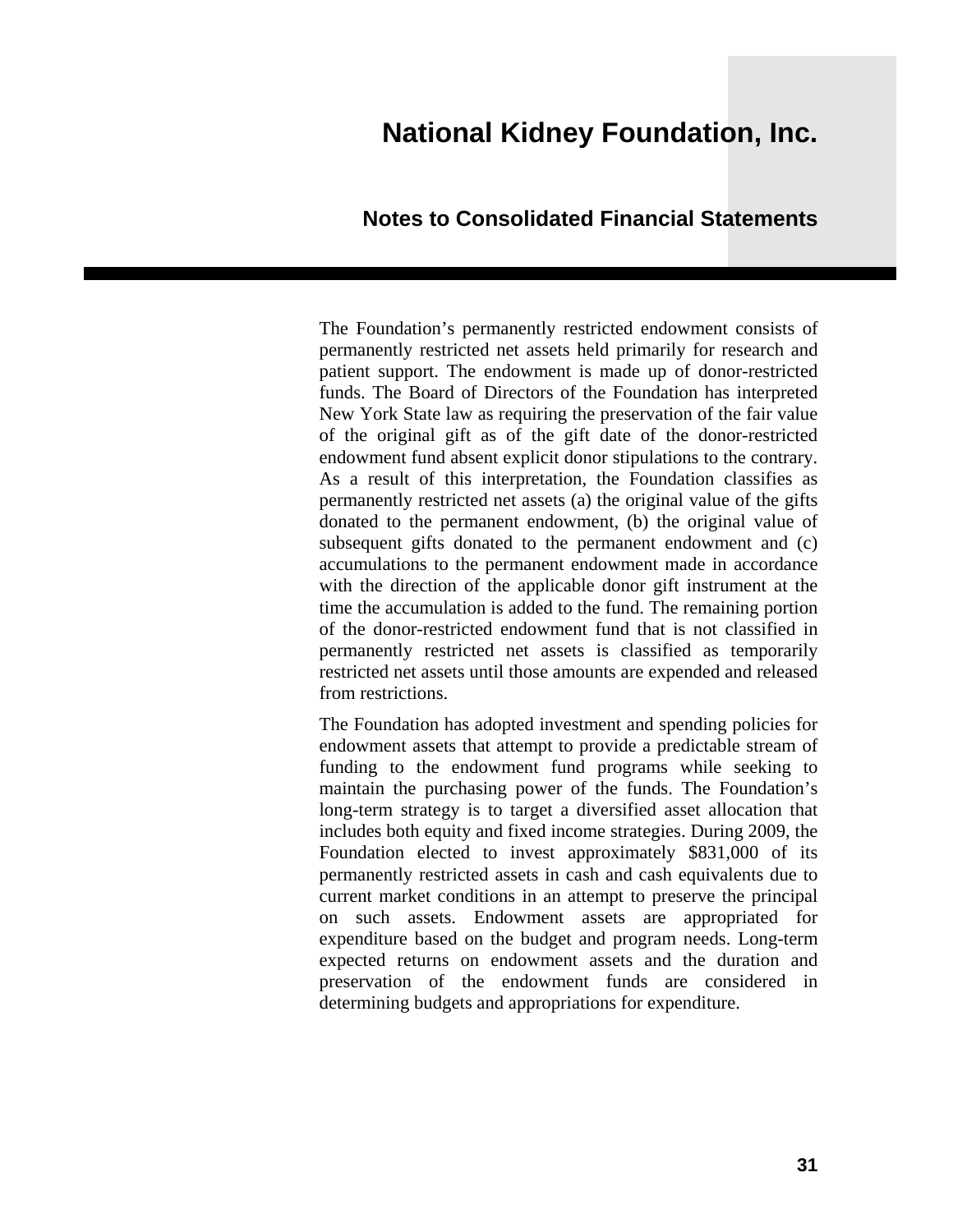The Foundation's permanently restricted endowment consists of permanently restricted net assets held primarily for research and patient support. The endowment is made up of donor-restricted funds. The Board of Directors of the Foundation has interpreted New York State law as requiring the preservation of the fair value of the original gift as of the gift date of the donor-restricted endowment fund absent explicit donor stipulations to the contrary. As a result of this interpretation, the Foundation classifies as permanently restricted net assets (a) the original value of the gifts donated to the permanent endowment, (b) the original value of subsequent gifts donated to the permanent endowment and (c) accumulations to the permanent endowment made in accordance with the direction of the applicable donor gift instrument at the time the accumulation is added to the fund. The remaining portion of the donor-restricted endowment fund that is not classified in permanently restricted net assets is classified as temporarily restricted net assets until those amounts are expended and released from restrictions.

The Foundation has adopted investment and spending policies for endowment assets that attempt to provide a predictable stream of funding to the endowment fund programs while seeking to maintain the purchasing power of the funds. The Foundation's long-term strategy is to target a diversified asset allocation that includes both equity and fixed income strategies. During 2009, the Foundation elected to invest approximately $831,000 of its permanently restricted assets in cash and cash equivalents due to current market conditions in an attempt to preserve the principal on such assets. Endowment assets are appropriated for expenditure based on the budget and program needs. Long-term expected returns on endowment assets and the duration and preservation of the endowment funds are considered in determining budgets and appropriations for expenditure.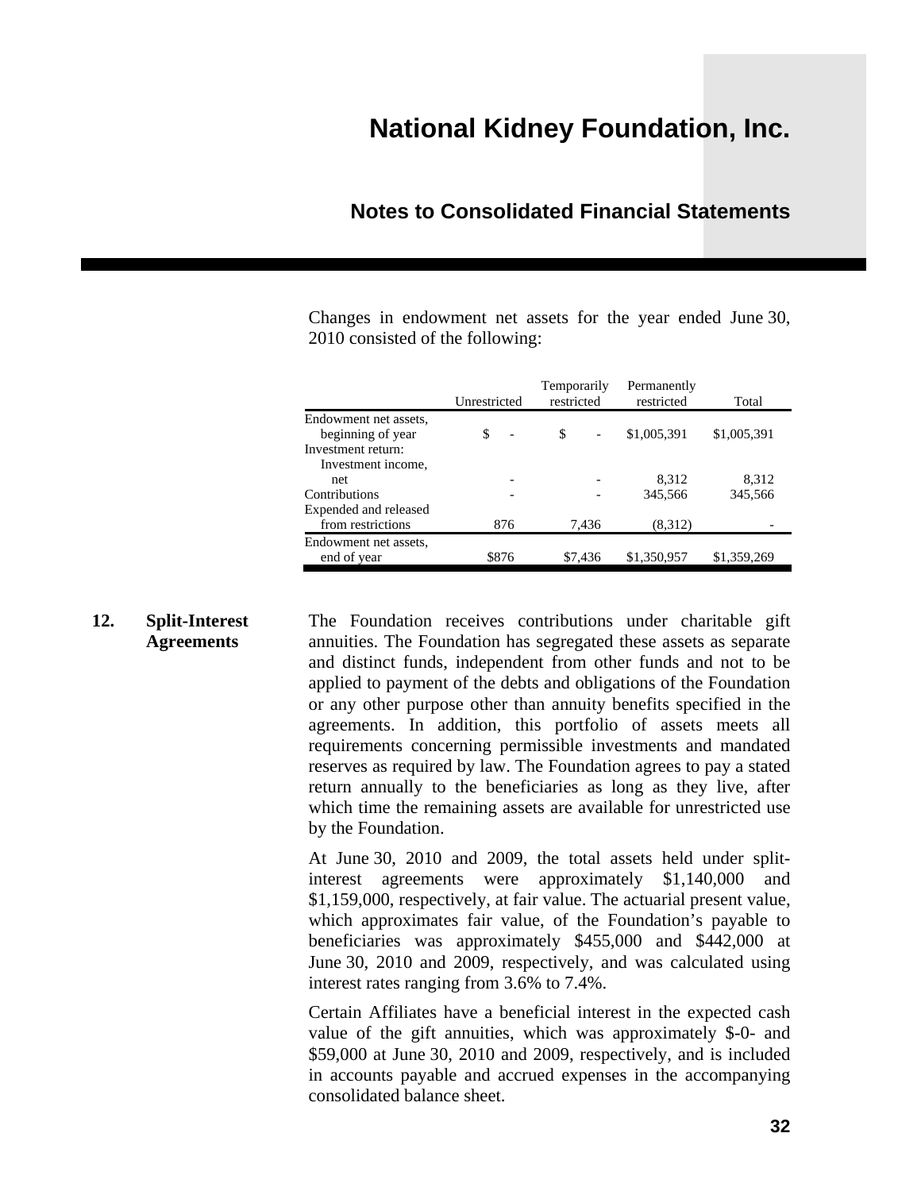Changes in endowment net assets for the year ended June 30, 2010 consisted of the following:

| | Unrestricted | Temporarily restricted | Permanently restricted | Total |
|---|---|---|---|---|
| Endowment net assets, beginning of year | $ - | $ - | $1,005,391 | $1,005,391 |
| Investment return: | | | | |
| Investment income, net | - | - | 8,312 | 8,312 |
| Contributions | - | - | 345,566 | 345,566 |
| Expended and released from restrictions | 876 | 7,436 | (8,312) | - |
| Endowment net assets, end of year | $876 | $7,436 | $1,350,957 | $1,359,269 |

## 12. Split-Interest Agreements

The Foundation receives contributions under charitable gift annuities. The Foundation has segregated these assets as separate and distinct funds, independent from other funds and not to be applied to payment of the debts and obligations of the Foundation or any other purpose other than annuity benefits specified in the agreements. In addition, this portfolio of assets meets all requirements concerning permissible investments and mandated reserves as required by law. The Foundation agrees to pay a stated return annually to the beneficiaries as long as they live, after which time the remaining assets are available for unrestricted use by the Foundation.

At June 30, 2010 and 2009, the total assets held under split-interest agreements were approximately $1,140,000 and $1,159,000, respectively, at fair value. The actuarial present value, which approximates fair value, of the Foundation's payable to beneficiaries was approximately $455,000 and $442,000 at June 30, 2010 and 2009, respectively, and was calculated using interest rates ranging from 3.6% to 7.4%.

Certain Affiliates have a beneficial interest in the expected cash value of the gift annuities, which was approximately $-0- and $59,000 at June 30, 2010 and 2009, respectively, and is included in accounts payable and accrued expenses in the accompanying consolidated balance sheet.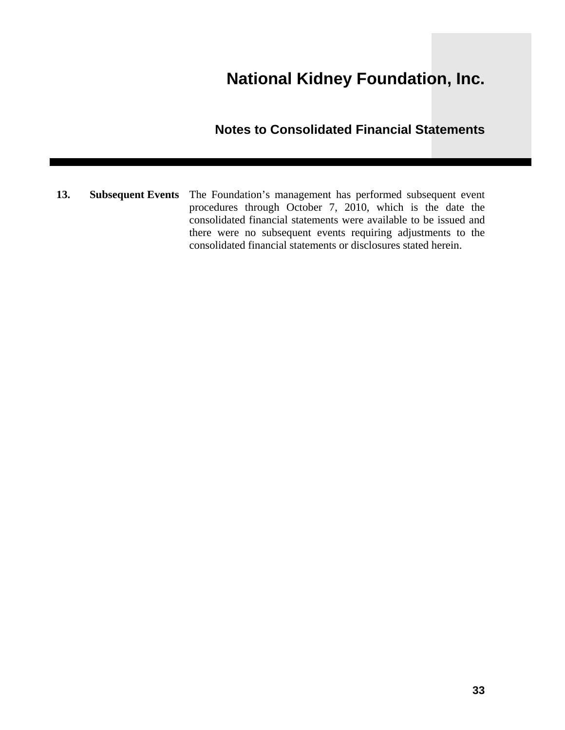# National Kidney Foundation, Inc.

## Notes to Consolidated Financial Statements

**13. Subsequent Events** The Foundation's management has performed subsequent event procedures through October 7, 2010, which is the date the consolidated financial statements were available to be issued and there were no subsequent events requiring adjustments to the consolidated financial statements or disclosures stated herein.